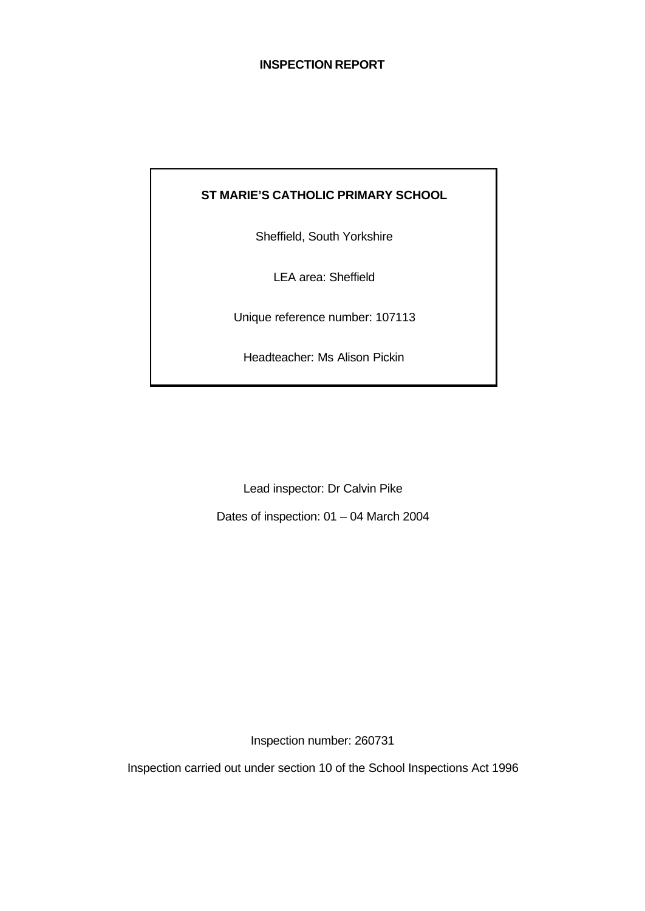# INSPECTION REPORT

**ST MARIE'S CATHOLIC PRIMARY SCHOOL**

Sheffield, South Yorkshire

LEA area: Sheffield

Unique reference number: 107113

Headteacher: Ms Alison Pickin

Lead inspector: Dr Calvin Pike

Dates of inspection: 01 – 04 March 2004

Inspection number: 260731

Inspection carried out under section 10 of the School Inspections Act 1996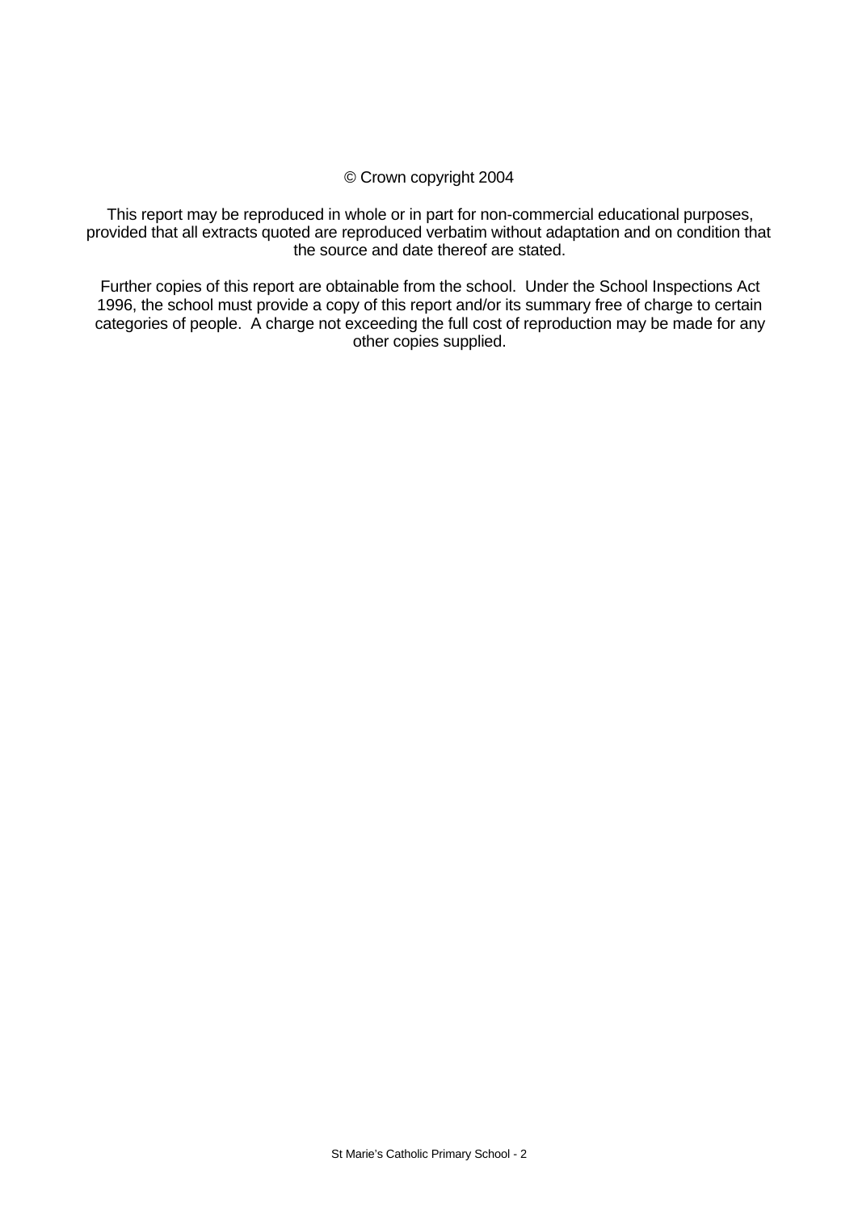© Crown copyright 2004

This report may be reproduced in whole or in part for non-commercial educational purposes, provided that all extracts quoted are reproduced verbatim without adaptation and on condition that the source and date thereof are stated.

Further copies of this report are obtainable from the school. Under the School Inspections Act 1996, the school must provide a copy of this report and/or its summary free of charge to certain categories of people. A charge not exceeding the full cost of reproduction may be made for any other copies supplied.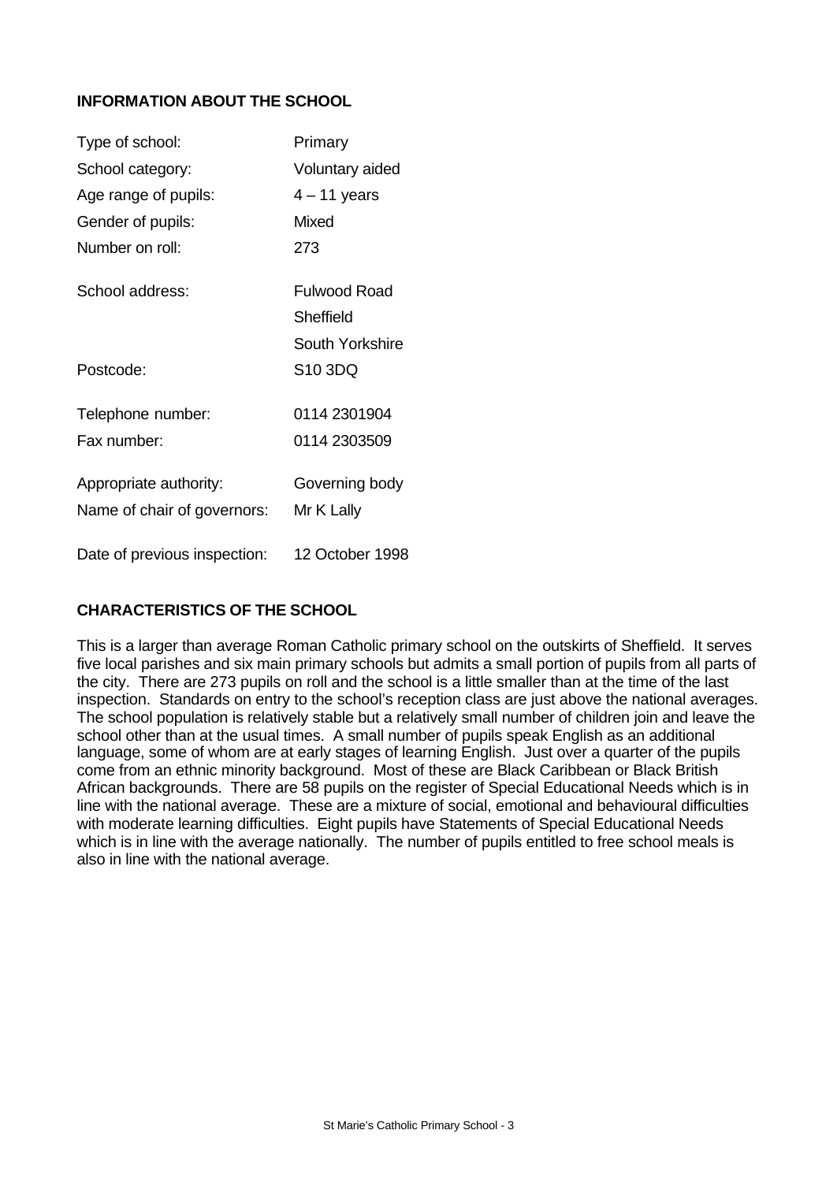## INFORMATION ABOUT THE SCHOOL

| | |
|---|---|
| Type of school: | Primary |
| School category: | Voluntary aided |
| Age range of pupils: | 4 – 11 years |
| Gender of pupils: | Mixed |
| Number on roll: | 273 |
| School address: | Fulwood Road<br>Sheffield<br>South Yorkshire |
| Postcode: | S10 3DQ |
| Telephone number: | 0114 2301904 |
| Fax number: | 0114 2303509 |
| Appropriate authority: | Governing body |
| Name of chair of governors: | Mr K Lally |
| Date of previous inspection: | 12 October 1998 |

## CHARACTERISTICS OF THE SCHOOL

This is a larger than average Roman Catholic primary school on the outskirts of Sheffield. It serves five local parishes and six main primary schools but admits a small portion of pupils from all parts of the city. There are 273 pupils on roll and the school is a little smaller than at the time of the last inspection. Standards on entry to the school's reception class are just above the national averages. The school population is relatively stable but a relatively small number of children join and leave the school other than at the usual times. A small number of pupils speak English as an additional language, some of whom are at early stages of learning English. Just over a quarter of the pupils come from an ethnic minority background. Most of these are Black Caribbean or Black British African backgrounds. There are 58 pupils on the register of Special Educational Needs which is in line with the national average. These are a mixture of social, emotional and behavioural difficulties with moderate learning difficulties. Eight pupils have Statements of Special Educational Needs which is in line with the average nationally. The number of pupils entitled to free school meals is also in line with the national average.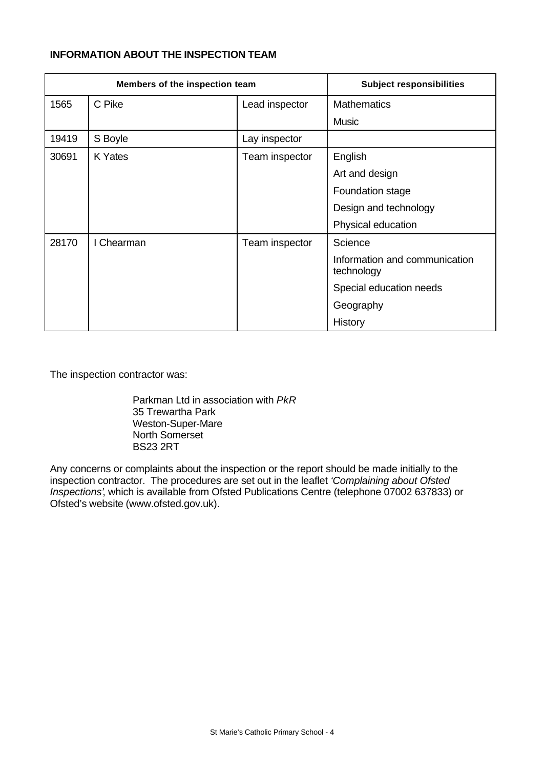**INFORMATION ABOUT THE INSPECTION TEAM**

| Members of the inspection team | | | Subject responsibilities |
|---|---|---|---|
| 1565 | C Pike | Lead inspector | Mathematics |
| | | | Music |
| 19419 | S Boyle | Lay inspector | |
| 30691 | K Yates | Team inspector | English |
| | | | Art and design |
| | | | Foundation stage |
| | | | Design and technology |
| | | | Physical education |
| 28170 | I Chearman | Team inspector | Science |
| | | | Information and communication technology |
| | | | Special education needs |
| | | | Geography |
| | | | History |

The inspection contractor was:

Parkman Ltd in association with *PkR*
35 Trewartha Park
Weston-Super-Mare
North Somerset
BS23 2RT

Any concerns or complaints about the inspection or the report should be made initially to the inspection contractor. The procedures are set out in the leaflet *'Complaining about Ofsted Inspections'*, which is available from Ofsted Publications Centre (telephone 07002 637833) or Ofsted's website (www.ofsted.gov.uk).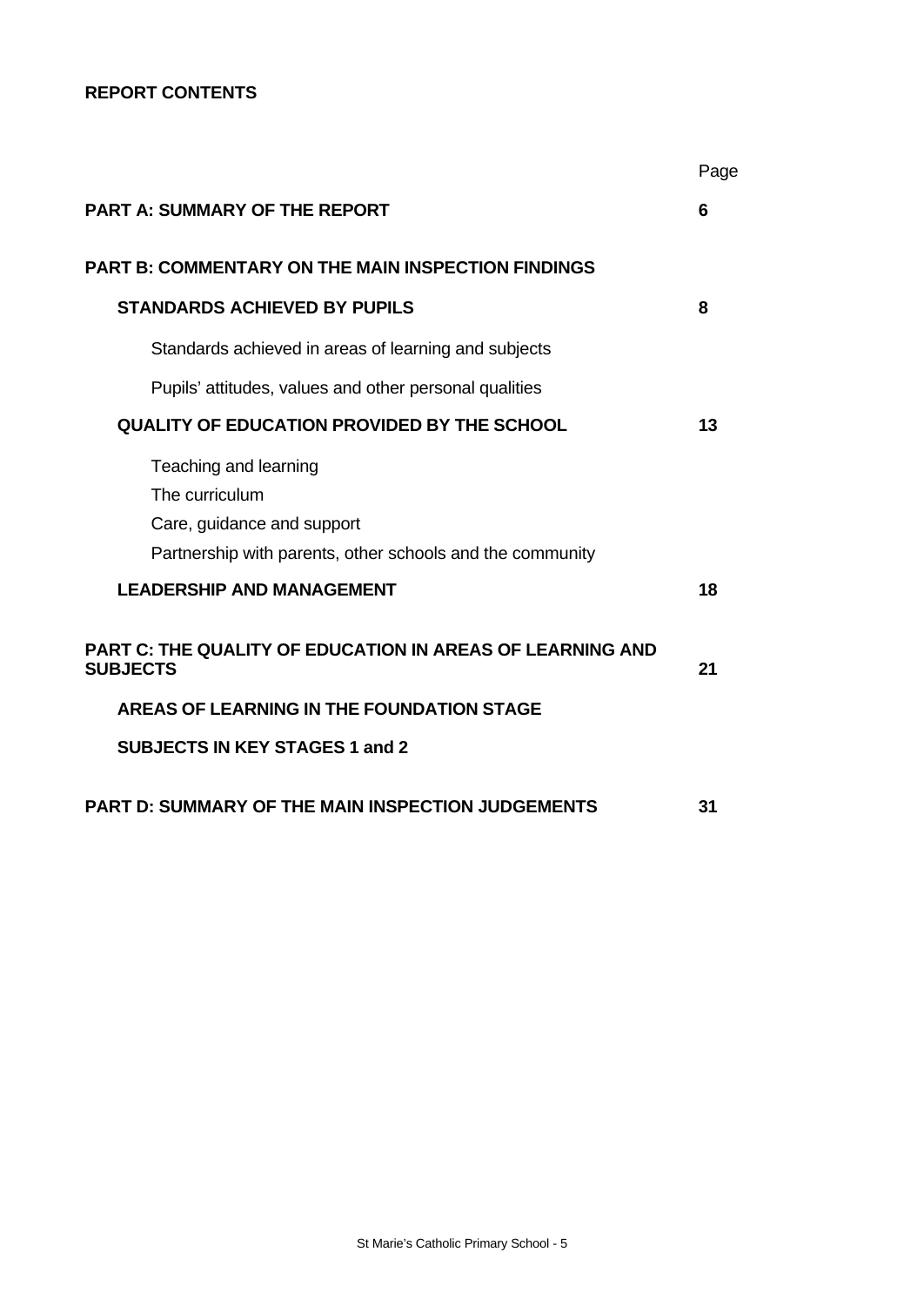**REPORT CONTENTS**

| | Page |
|---|---|
| **PART A: SUMMARY OF THE REPORT** | **6** |
| **PART B: COMMENTARY ON THE MAIN INSPECTION FINDINGS** | |
| **STANDARDS ACHIEVED BY PUPILS** | **8** |
| Standards achieved in areas of learning and subjects | |
| Pupils' attitudes, values and other personal qualities | |
| **QUALITY OF EDUCATION PROVIDED BY THE SCHOOL** | **13** |
| Teaching and learning | |
| The curriculum | |
| Care, guidance and support | |
| Partnership with parents, other schools and the community | |
| **LEADERSHIP AND MANAGEMENT** | **18** |
| **PART C: THE QUALITY OF EDUCATION IN AREAS OF LEARNING AND SUBJECTS** | **21** |
| **AREAS OF LEARNING IN THE FOUNDATION STAGE** | |
| **SUBJECTS IN KEY STAGES 1 and 2** | |
| **PART D: SUMMARY OF THE MAIN INSPECTION JUDGEMENTS** | **31** |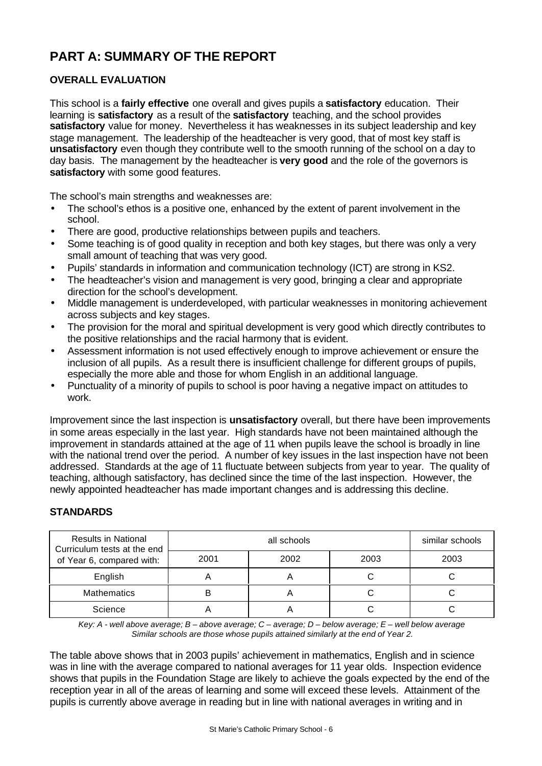# PART A: SUMMARY OF THE REPORT

## OVERALL EVALUATION

This school is a **fairly effective** one overall and gives pupils a **satisfactory** education. Their learning is **satisfactory** as a result of the **satisfactory** teaching, and the school provides **satisfactory** value for money. Nevertheless it has weaknesses in its subject leadership and key stage management. The leadership of the headteacher is very good, that of most key staff is **unsatisfactory** even though they contribute well to the smooth running of the school on a day to day basis. The management by the headteacher is **very good** and the role of the governors is **satisfactory** with some good features.

The school's main strengths and weaknesses are:

- The school's ethos is a positive one, enhanced by the extent of parent involvement in the school.
- There are good, productive relationships between pupils and teachers.
- Some teaching is of good quality in reception and both key stages, but there was only a very small amount of teaching that was very good.
- Pupils' standards in information and communication technology (ICT) are strong in KS2.
- The headteacher's vision and management is very good, bringing a clear and appropriate direction for the school's development.
- Middle management is underdeveloped, with particular weaknesses in monitoring achievement across subjects and key stages.
- The provision for the moral and spiritual development is very good which directly contributes to the positive relationships and the racial harmony that is evident.
- Assessment information is not used effectively enough to improve achievement or ensure the inclusion of all pupils. As a result there is insufficient challenge for different groups of pupils, especially the more able and those for whom English in an additional language.
- Punctuality of a minority of pupils to school is poor having a negative impact on attitudes to work.

Improvement since the last inspection is **unsatisfactory** overall, but there have been improvements in some areas especially in the last year. High standards have not been maintained although the improvement in standards attained at the age of 11 when pupils leave the school is broadly in line with the national trend over the period. A number of key issues in the last inspection have not been addressed. Standards at the age of 11 fluctuate between subjects from year to year. The quality of teaching, although satisfactory, has declined since the time of the last inspection. However, the newly appointed headteacher has made important changes and is addressing this decline.

## STANDARDS

| Results in National Curriculum tests at the end of Year 6, compared with: | all schools | | | similar schools |
|---|---|---|---|---|
| | 2001 | 2002 | 2003 | 2003 |
| English | A | A | C | C |
| Mathematics | B | A | C | C |
| Science | A | A | C | C |

*Key: A - well above average; B – above average; C – average; D – below average; E – well below average*
*Similar schools are those whose pupils attained similarly at the end of Year 2.*

The table above shows that in 2003 pupils' achievement in mathematics, English and in science was in line with the average compared to national averages for 11 year olds. Inspection evidence shows that pupils in the Foundation Stage are likely to achieve the goals expected by the end of the reception year in all of the areas of learning and some will exceed these levels. Attainment of the pupils is currently above average in reading but in line with national averages in writing and in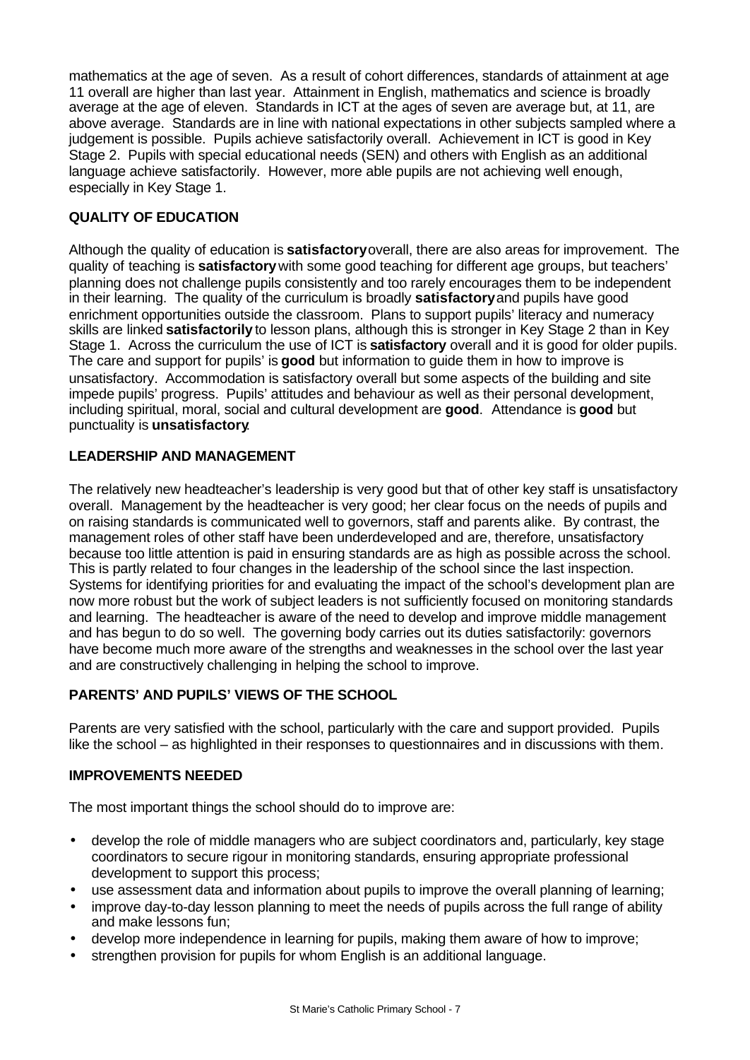mathematics at the age of seven. As a result of cohort differences, standards of attainment at age 11 overall are higher than last year. Attainment in English, mathematics and science is broadly average at the age of eleven. Standards in ICT at the ages of seven are average but, at 11, are above average. Standards are in line with national expectations in other subjects sampled where a judgement is possible. Pupils achieve satisfactorily overall. Achievement in ICT is good in Key Stage 2. Pupils with special educational needs (SEN) and others with English as an additional language achieve satisfactorily. However, more able pupils are not achieving well enough, especially in Key Stage 1.

## QUALITY OF EDUCATION

Although the quality of education is **satisfactory** overall, there are also areas for improvement. The quality of teaching is **satisfactory** with some good teaching for different age groups, but teachers' planning does not challenge pupils consistently and too rarely encourages them to be independent in their learning. The quality of the curriculum is broadly **satisfactory** and pupils have good enrichment opportunities outside the classroom. Plans to support pupils' literacy and numeracy skills are linked **satisfactorily** to lesson plans, although this is stronger in Key Stage 2 than in Key Stage 1. Across the curriculum the use of ICT is **satisfactory** overall and it is good for older pupils. The care and support for pupils' is **good** but information to guide them in how to improve is unsatisfactory. Accommodation is satisfactory overall but some aspects of the building and site impede pupils' progress. Pupils' attitudes and behaviour as well as their personal development, including spiritual, moral, social and cultural development are **good**. Attendance is **good** but punctuality is **unsatisfactory**.

## LEADERSHIP AND MANAGEMENT

The relatively new headteacher's leadership is very good but that of other key staff is unsatisfactory overall. Management by the headteacher is very good; her clear focus on the needs of pupils and on raising standards is communicated well to governors, staff and parents alike. By contrast, the management roles of other staff have been underdeveloped and are, therefore, unsatisfactory because too little attention is paid in ensuring standards are as high as possible across the school. This is partly related to four changes in the leadership of the school since the last inspection. Systems for identifying priorities for and evaluating the impact of the school's development plan are now more robust but the work of subject leaders is not sufficiently focused on monitoring standards and learning. The headteacher is aware of the need to develop and improve middle management and has begun to do so well. The governing body carries out its duties satisfactorily: governors have become much more aware of the strengths and weaknesses in the school over the last year and are constructively challenging in helping the school to improve.

## PARENTS' AND PUPILS' VIEWS OF THE SCHOOL

Parents are very satisfied with the school, particularly with the care and support provided. Pupils like the school – as highlighted in their responses to questionnaires and in discussions with them.

## IMPROVEMENTS NEEDED

The most important things the school should do to improve are:

- develop the role of middle managers who are subject coordinators and, particularly, key stage coordinators to secure rigour in monitoring standards, ensuring appropriate professional development to support this process;
- use assessment data and information about pupils to improve the overall planning of learning;
- improve day-to-day lesson planning to meet the needs of pupils across the full range of ability and make lessons fun;
- develop more independence in learning for pupils, making them aware of how to improve;
- strengthen provision for pupils for whom English is an additional language.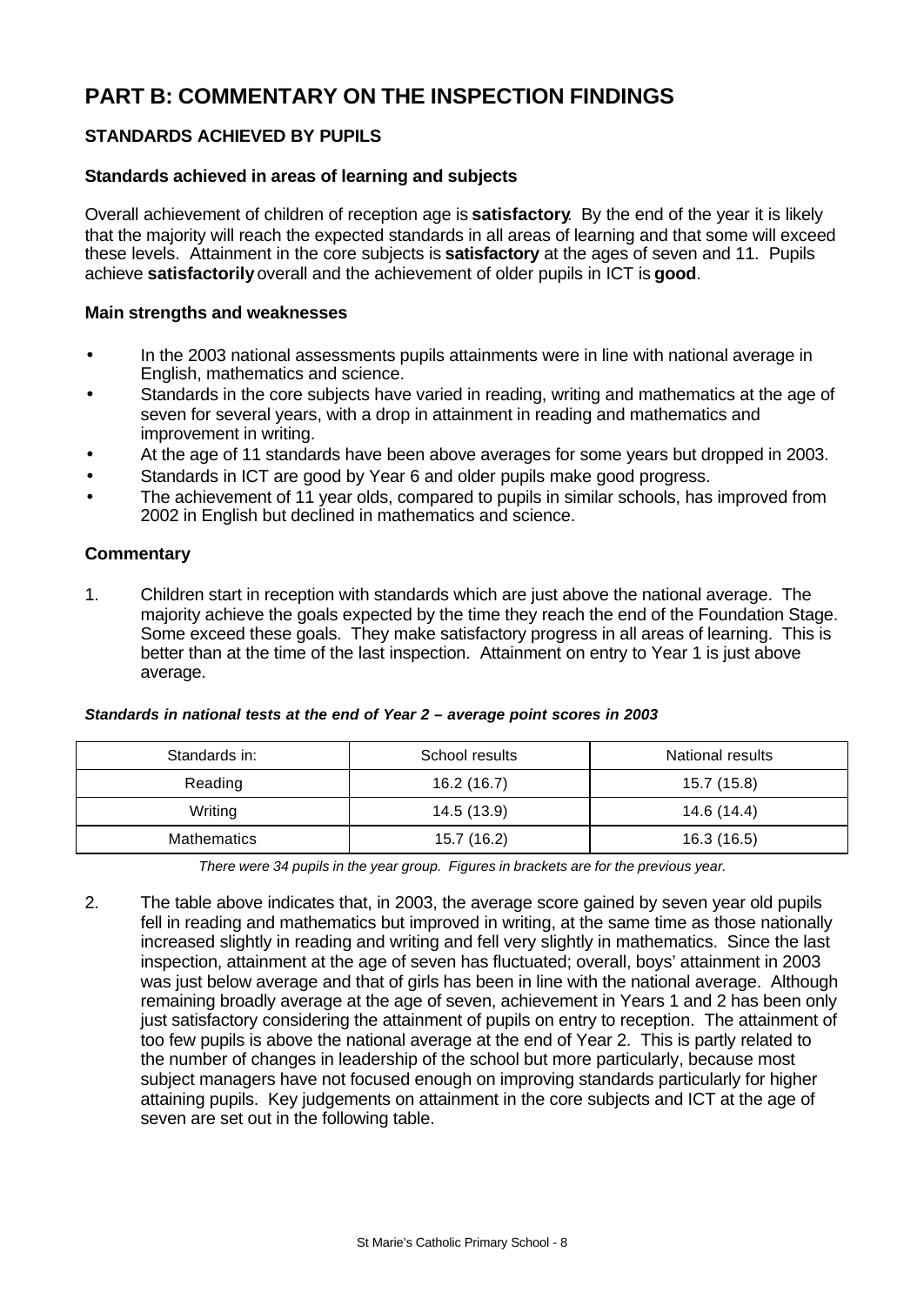# PART B: COMMENTARY ON THE INSPECTION FINDINGS

## STANDARDS ACHIEVED BY PUPILS

### Standards achieved in areas of learning and subjects

Overall achievement of children of reception age is **satisfactory**. By the end of the year it is likely that the majority will reach the expected standards in all areas of learning and that some will exceed these levels. Attainment in the core subjects is **satisfactory** at the ages of seven and 11. Pupils achieve **satisfactorily** overall and the achievement of older pupils in ICT is **good**.

### Main strengths and weaknesses

- In the 2003 national assessments pupils attainments were in line with national average in English, mathematics and science.
- Standards in the core subjects have varied in reading, writing and mathematics at the age of seven for several years, with a drop in attainment in reading and mathematics and improvement in writing.
- At the age of 11 standards have been above averages for some years but dropped in 2003.
- Standards in ICT are good by Year 6 and older pupils make good progress.
- The achievement of 11 year olds, compared to pupils in similar schools, has improved from 2002 in English but declined in mathematics and science.

### Commentary

1. Children start in reception with standards which are just above the national average. The majority achieve the goals expected by the time they reach the end of the Foundation Stage. Some exceed these goals. They make satisfactory progress in all areas of learning. This is better than at the time of the last inspection. Attainment on entry to Year 1 is just above average.

***Standards in national tests at the end of Year 2 – average point scores in 2003***

| Standards in: | School results | National results |
|---|---|---|
| Reading | 16.2 (16.7) | 15.7 (15.8) |
| Writing | 14.5 (13.9) | 14.6 (14.4) |
| Mathematics | 15.7 (16.2) | 16.3 (16.5) |

*There were 34 pupils in the year group. Figures in brackets are for the previous year.*

2. The table above indicates that, in 2003, the average score gained by seven year old pupils fell in reading and mathematics but improved in writing, at the same time as those nationally increased slightly in reading and writing and fell very slightly in mathematics. Since the last inspection, attainment at the age of seven has fluctuated; overall, boys' attainment in 2003 was just below average and that of girls has been in line with the national average. Although remaining broadly average at the age of seven, achievement in Years 1 and 2 has been only just satisfactory considering the attainment of pupils on entry to reception. The attainment of too few pupils is above the national average at the end of Year 2. This is partly related to the number of changes in leadership of the school but more particularly, because most subject managers have not focused enough on improving standards particularly for higher attaining pupils. Key judgements on attainment in the core subjects and ICT at the age of seven are set out in the following table.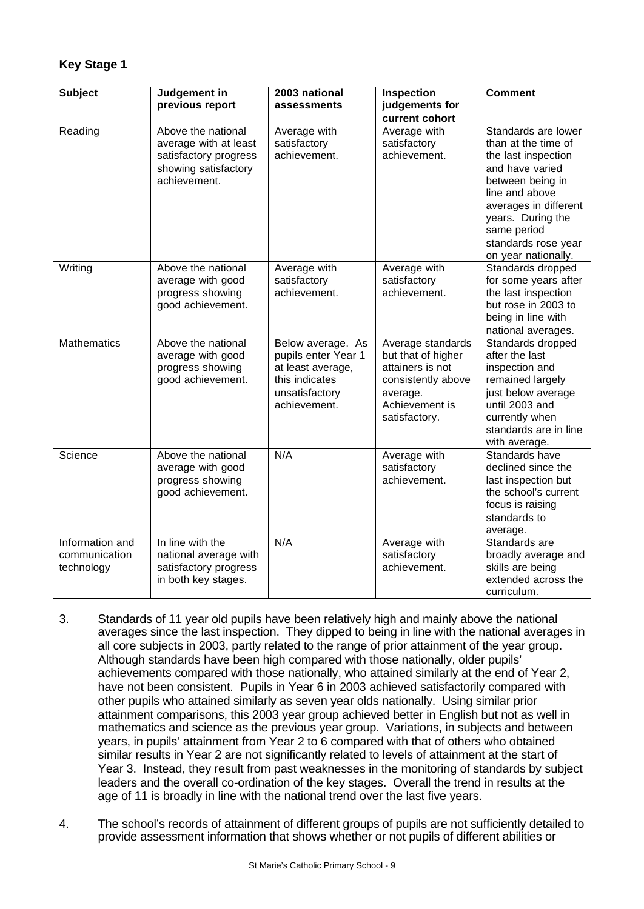**Key Stage 1**

| Subject | Judgement in previous report | 2003 national assessments | Inspection judgements for current cohort | Comment |
|---|---|---|---|---|
| Reading | Above the national average with at least satisfactory progress showing satisfactory achievement. | Average with satisfactory achievement. | Average with satisfactory achievement. | Standards are lower than at the time of the last inspection and have varied between being in line and above averages in different years. During the same period standards rose year on year nationally. |
| Writing | Above the national average with good progress showing good achievement. | Average with satisfactory achievement. | Average with satisfactory achievement. | Standards dropped for some years after the last inspection but rose in 2003 to being in line with national averages. |
| Mathematics | Above the national average with good progress showing good achievement. | Below average. As pupils enter Year 1 at least average, this indicates unsatisfactory achievement. | Average standards but that of higher attainers is not consistently above average. Achievement is satisfactory. | Standards dropped after the last inspection and remained largely just below average until 2003 and currently when standards are in line with average. |
| Science | Above the national average with good progress showing good achievement. | N/A | Average with satisfactory achievement. | Standards have declined since the last inspection but the school's current focus is raising standards to average. |
| Information and communication technology | In line with the national average with satisfactory progress in both key stages. | N/A | Average with satisfactory achievement. | Standards are broadly average and skills are being extended across the curriculum. |

3. Standards of 11 year old pupils have been relatively high and mainly above the national averages since the last inspection. They dipped to being in line with the national averages in all core subjects in 2003, partly related to the range of prior attainment of the year group. Although standards have been high compared with those nationally, older pupils' achievements compared with those nationally, who attained similarly at the end of Year 2, have not been consistent. Pupils in Year 6 in 2003 achieved satisfactorily compared with other pupils who attained similarly as seven year olds nationally. Using similar prior attainment comparisons, this 2003 year group achieved better in English but not as well in mathematics and science as the previous year group. Variations, in subjects and between years, in pupils' attainment from Year 2 to 6 compared with that of others who obtained similar results in Year 2 are not significantly related to levels of attainment at the start of Year 3. Instead, they result from past weaknesses in the monitoring of standards by subject leaders and the overall co-ordination of the key stages. Overall the trend in results at the age of 11 is broadly in line with the national trend over the last five years.

4. The school's records of attainment of different groups of pupils are not sufficiently detailed to provide assessment information that shows whether or not pupils of different abilities or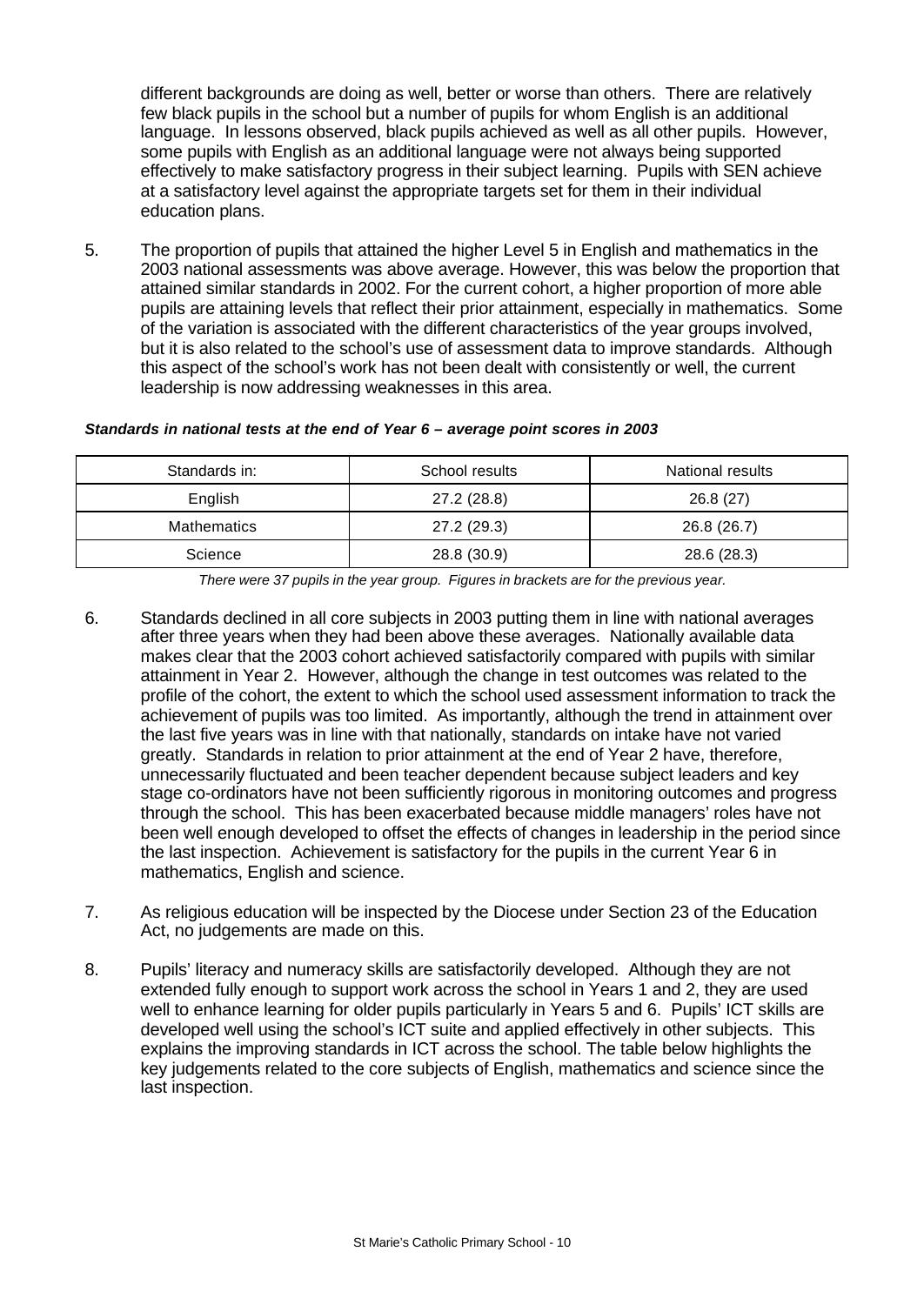different backgrounds are doing as well, better or worse than others. There are relatively few black pupils in the school but a number of pupils for whom English is an additional language. In lessons observed, black pupils achieved as well as all other pupils. However, some pupils with English as an additional language were not always being supported effectively to make satisfactory progress in their subject learning. Pupils with SEN achieve at a satisfactory level against the appropriate targets set for them in their individual education plans.

5. The proportion of pupils that attained the higher Level 5 in English and mathematics in the 2003 national assessments was above average. However, this was below the proportion that attained similar standards in 2002. For the current cohort, a higher proportion of more able pupils are attaining levels that reflect their prior attainment, especially in mathematics. Some of the variation is associated with the different characteristics of the year groups involved, but it is also related to the school's use of assessment data to improve standards. Although this aspect of the school's work has not been dealt with consistently or well, the current leadership is now addressing weaknesses in this area.

***Standards in national tests at the end of Year 6 – average point scores in 2003***

| Standards in: | School results | National results |
|---|---|---|
| English | 27.2 (28.8) | 26.8 (27) |
| Mathematics | 27.2 (29.3) | 26.8 (26.7) |
| Science | 28.8 (30.9) | 28.6 (28.3) |

*There were 37 pupils in the year group. Figures in brackets are for the previous year.*

6. Standards declined in all core subjects in 2003 putting them in line with national averages after three years when they had been above these averages. Nationally available data makes clear that the 2003 cohort achieved satisfactorily compared with pupils with similar attainment in Year 2. However, although the change in test outcomes was related to the profile of the cohort, the extent to which the school used assessment information to track the achievement of pupils was too limited. As importantly, although the trend in attainment over the last five years was in line with that nationally, standards on intake have not varied greatly. Standards in relation to prior attainment at the end of Year 2 have, therefore, unnecessarily fluctuated and been teacher dependent because subject leaders and key stage co-ordinators have not been sufficiently rigorous in monitoring outcomes and progress through the school. This has been exacerbated because middle managers' roles have not been well enough developed to offset the effects of changes in leadership in the period since the last inspection. Achievement is satisfactory for the pupils in the current Year 6 in mathematics, English and science.

7. As religious education will be inspected by the Diocese under Section 23 of the Education Act, no judgements are made on this.

8. Pupils' literacy and numeracy skills are satisfactorily developed. Although they are not extended fully enough to support work across the school in Years 1 and 2, they are used well to enhance learning for older pupils particularly in Years 5 and 6. Pupils' ICT skills are developed well using the school's ICT suite and applied effectively in other subjects. This explains the improving standards in ICT across the school. The table below highlights the key judgements related to the core subjects of English, mathematics and science since the last inspection.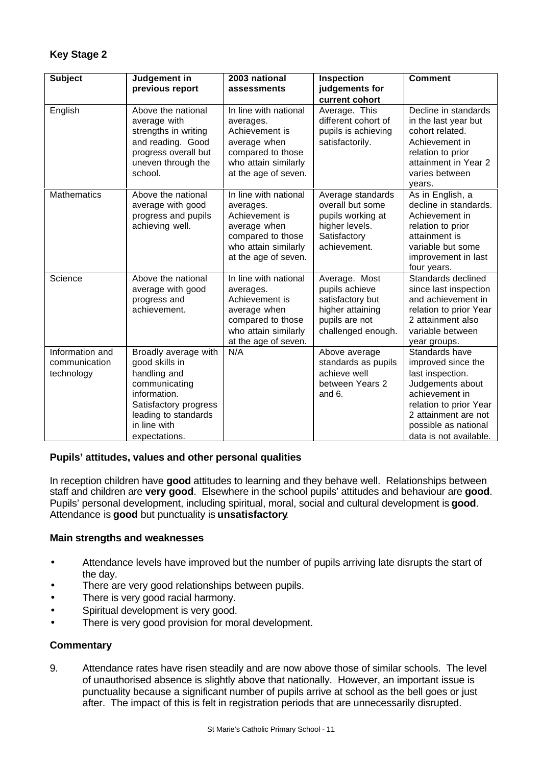### Key Stage 2

| Subject | Judgement in previous report | 2003 national assessments | Inspection judgements for current cohort | Comment |
|---|---|---|---|---|
| English | Above the national average with strengths in writing and reading. Good progress overall but uneven through the school. | In line with national averages. Achievement is average when compared to those who attain similarly at the age of seven. | Average. This different cohort of pupils is achieving satisfactorily. | Decline in standards in the last year but cohort related. Achievement in relation to prior attainment in Year 2 varies between years. |
| Mathematics | Above the national average with good progress and pupils achieving well. | In line with national averages. Achievement is average when compared to those who attain similarly at the age of seven. | Average standards overall but some pupils working at higher levels. Satisfactory achievement. | As in English, a decline in standards. Achievement in relation to prior attainment is variable but some improvement in last four years. |
| Science | Above the national average with good progress and achievement. | In line with national averages. Achievement is average when compared to those who attain similarly at the age of seven. | Average. Most pupils achieve satisfactory but higher attaining pupils are not challenged enough. | Standards declined since last inspection and achievement in relation to prior Year 2 attainment also variable between year groups. |
| Information and communication technology | Broadly average with good skills in handling and communicating information. Satisfactory progress leading to standards in line with expectations. | N/A | Above average standards as pupils achieve well between Years 2 and 6. | Standards have improved since the last inspection. Judgements about achievement in relation to prior Year 2 attainment are not possible as national data is not available. |

### Pupils' attitudes, values and other personal qualities

In reception children have **good** attitudes to learning and they behave well. Relationships between staff and children are **very good**. Elsewhere in the school pupils' attitudes and behaviour are **good**. Pupils' personal development, including spiritual, moral, social and cultural development is **good**. Attendance is **good** but punctuality is **unsatisfactory**.

### Main strengths and weaknesses

- Attendance levels have improved but the number of pupils arriving late disrupts the start of the day.
- There are very good relationships between pupils.
- There is very good racial harmony.
- Spiritual development is very good.
- There is very good provision for moral development.

### Commentary

9. Attendance rates have risen steadily and are now above those of similar schools. The level of unauthorised absence is slightly above that nationally. However, an important issue is punctuality because a significant number of pupils arrive at school as the bell goes or just after. The impact of this is felt in registration periods that are unnecessarily disrupted.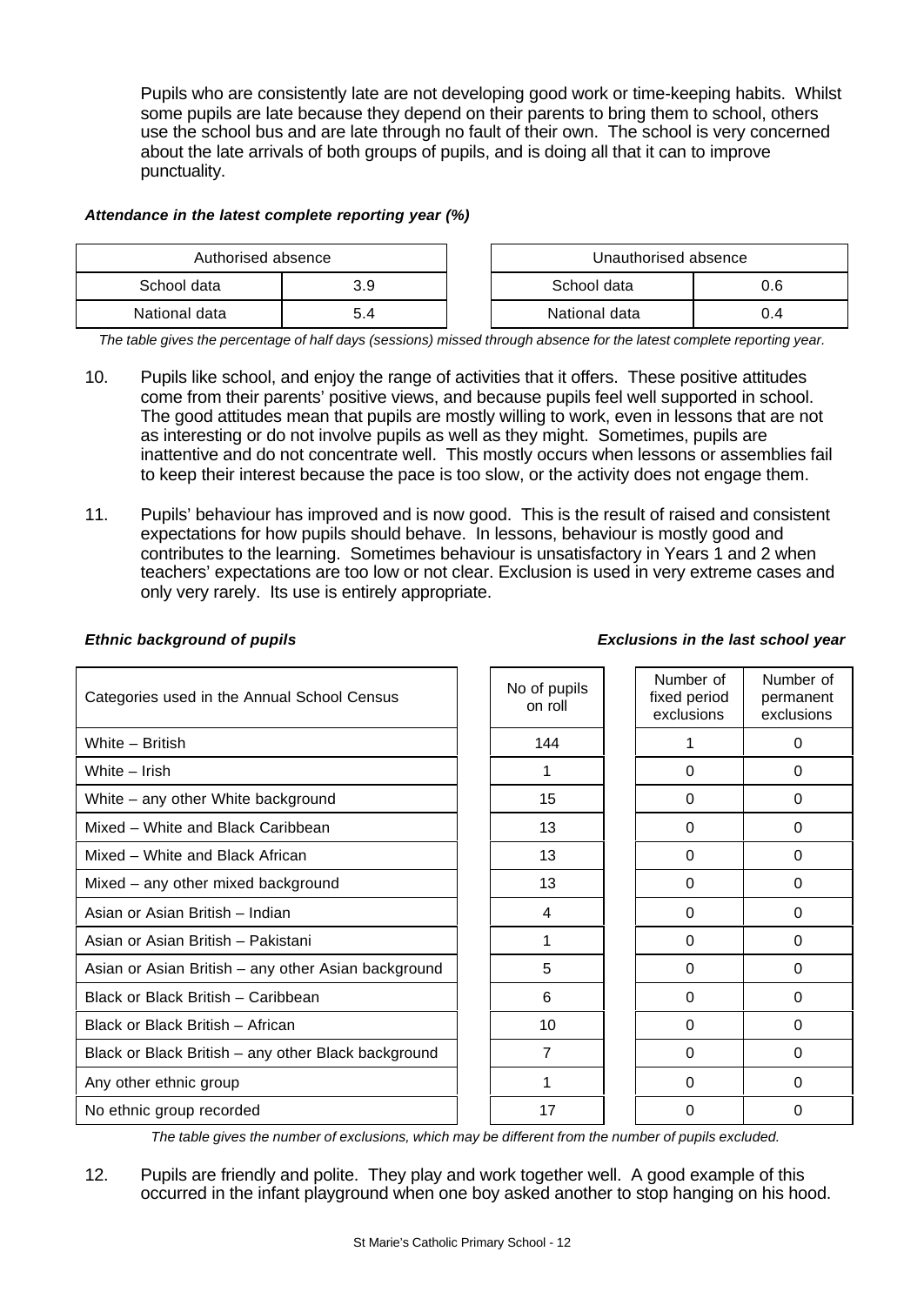Pupils who are consistently late are not developing good work or time-keeping habits. Whilst some pupils are late because they depend on their parents to bring them to school, others use the school bus and are late through no fault of their own. The school is very concerned about the late arrivals of both groups of pupils, and is doing all that it can to improve punctuality.

***Attendance in the latest complete reporting year (%)***

| Authorised absence | |
|---|---|
| School data | 3.9 |
| National data | 5.4 |

| Unauthorised absence | |
|---|---|
| School data | 0.6 |
| National data | 0.4 |

*The table gives the percentage of half days (sessions) missed through absence for the latest complete reporting year.*

10. Pupils like school, and enjoy the range of activities that it offers. These positive attitudes come from their parents' positive views, and because pupils feel well supported in school. The good attitudes mean that pupils are mostly willing to work, even in lessons that are not as interesting or do not involve pupils as well as they might. Sometimes, pupils are inattentive and do not concentrate well. This mostly occurs when lessons or assemblies fail to keep their interest because the pace is too slow, or the activity does not engage them.

11. Pupils' behaviour has improved and is now good. This is the result of raised and consistent expectations for how pupils should behave. In lessons, behaviour is mostly good and contributes to the learning. Sometimes behaviour is unsatisfactory in Years 1 and 2 when teachers' expectations are too low or not clear. Exclusion is used in very extreme cases and only very rarely. Its use is entirely appropriate.

***Ethnic background of pupils*** ***Exclusions in the last school year***

| Categories used in the Annual School Census | No of pupils on roll | Number of fixed period exclusions | Number of permanent exclusions |
|---|---|---|---|
| White – British | 144 | 1 | 0 |
| White – Irish | 1 | 0 | 0 |
| White – any other White background | 15 | 0 | 0 |
| Mixed – White and Black Caribbean | 13 | 0 | 0 |
| Mixed – White and Black African | 13 | 0 | 0 |
| Mixed – any other mixed background | 13 | 0 | 0 |
| Asian or Asian British – Indian | 4 | 0 | 0 |
| Asian or Asian British – Pakistani | 1 | 0 | 0 |
| Asian or Asian British – any other Asian background | 5 | 0 | 0 |
| Black or Black British – Caribbean | 6 | 0 | 0 |
| Black or Black British – African | 10 | 0 | 0 |
| Black or Black British – any other Black background | 7 | 0 | 0 |
| Any other ethnic group | 1 | 0 | 0 |
| No ethnic group recorded | 17 | 0 | 0 |

*The table gives the number of exclusions, which may be different from the number of pupils excluded.*

12. Pupils are friendly and polite. They play and work together well. A good example of this occurred in the infant playground when one boy asked another to stop hanging on his hood.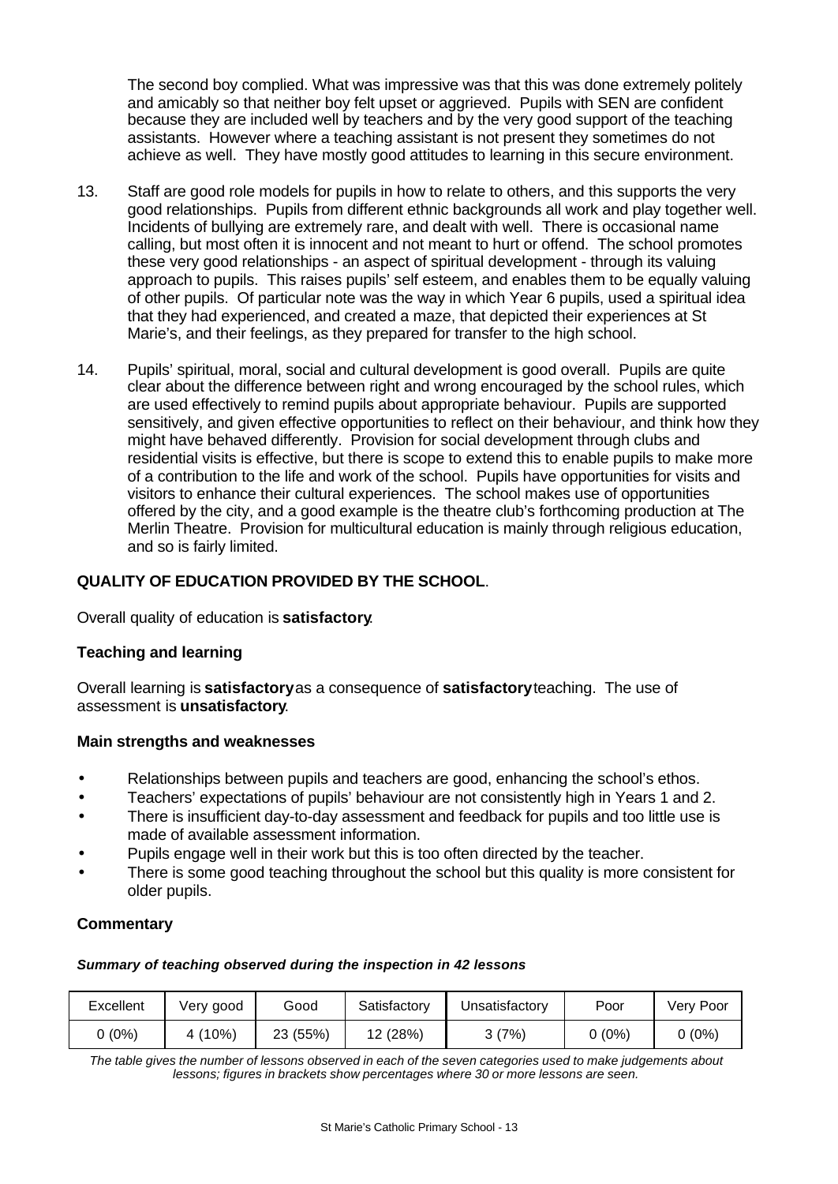The second boy complied. What was impressive was that this was done extremely politely and amicably so that neither boy felt upset or aggrieved. Pupils with SEN are confident because they are included well by teachers and by the very good support of the teaching assistants. However where a teaching assistant is not present they sometimes do not achieve as well. They have mostly good attitudes to learning in this secure environment.

13. Staff are good role models for pupils in how to relate to others, and this supports the very good relationships. Pupils from different ethnic backgrounds all work and play together well. Incidents of bullying are extremely rare, and dealt with well. There is occasional name calling, but most often it is innocent and not meant to hurt or offend. The school promotes these very good relationships - an aspect of spiritual development - through its valuing approach to pupils. This raises pupils' self esteem, and enables them to be equally valuing of other pupils. Of particular note was the way in which Year 6 pupils, used a spiritual idea that they had experienced, and created a maze, that depicted their experiences at St Marie's, and their feelings, as they prepared for transfer to the high school.

14. Pupils' spiritual, moral, social and cultural development is good overall. Pupils are quite clear about the difference between right and wrong encouraged by the school rules, which are used effectively to remind pupils about appropriate behaviour. Pupils are supported sensitively, and given effective opportunities to reflect on their behaviour, and think how they might have behaved differently. Provision for social development through clubs and residential visits is effective, but there is scope to extend this to enable pupils to make more of a contribution to the life and work of the school. Pupils have opportunities for visits and visitors to enhance their cultural experiences. The school makes use of opportunities offered by the city, and a good example is the theatre club's forthcoming production at The Merlin Theatre. Provision for multicultural education is mainly through religious education, and so is fairly limited.

## QUALITY OF EDUCATION PROVIDED BY THE SCHOOL.

Overall quality of education is **satisfactory**.

### Teaching and learning

Overall learning is **satisfactory** as a consequence of **satisfactory** teaching. The use of assessment is **unsatisfactory**.

#### Main strengths and weaknesses

- Relationships between pupils and teachers are good, enhancing the school's ethos.
- Teachers' expectations of pupils' behaviour are not consistently high in Years 1 and 2.
- There is insufficient day-to-day assessment and feedback for pupils and too little use is made of available assessment information.
- Pupils engage well in their work but this is too often directed by the teacher.
- There is some good teaching throughout the school but this quality is more consistent for older pupils.

### Commentary

***Summary of teaching observed during the inspection in 42 lessons***

| Excellent | Very good | Good | Satisfactory | Unsatisfactory | Poor | Very Poor |
|---|---|---|---|---|---|---|
| 0 (0%) | 4 (10%) | 23 (55%) | 12 (28%) | 3 (7%) | 0 (0%) | 0 (0%) |

*The table gives the number of lessons observed in each of the seven categories used to make judgements about lessons; figures in brackets show percentages where 30 or more lessons are seen.*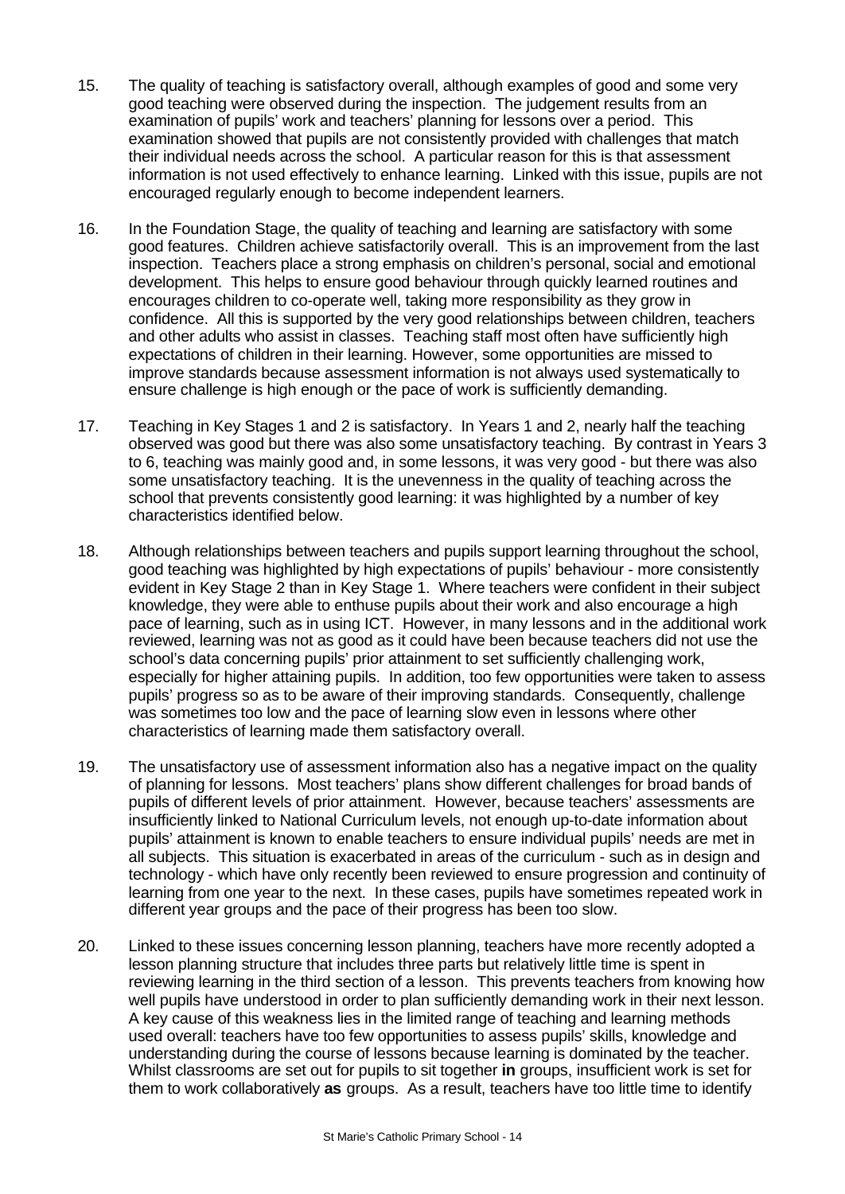15. The quality of teaching is satisfactory overall, although examples of good and some very good teaching were observed during the inspection. The judgement results from an examination of pupils' work and teachers' planning for lessons over a period. This examination showed that pupils are not consistently provided with challenges that match their individual needs across the school. A particular reason for this is that assessment information is not used effectively to enhance learning. Linked with this issue, pupils are not encouraged regularly enough to become independent learners.

16. In the Foundation Stage, the quality of teaching and learning are satisfactory with some good features. Children achieve satisfactorily overall. This is an improvement from the last inspection. Teachers place a strong emphasis on children's personal, social and emotional development. This helps to ensure good behaviour through quickly learned routines and encourages children to co-operate well, taking more responsibility as they grow in confidence. All this is supported by the very good relationships between children, teachers and other adults who assist in classes. Teaching staff most often have sufficiently high expectations of children in their learning. However, some opportunities are missed to improve standards because assessment information is not always used systematically to ensure challenge is high enough or the pace of work is sufficiently demanding.

17. Teaching in Key Stages 1 and 2 is satisfactory. In Years 1 and 2, nearly half the teaching observed was good but there was also some unsatisfactory teaching. By contrast in Years 3 to 6, teaching was mainly good and, in some lessons, it was very good - but there was also some unsatisfactory teaching. It is the unevenness in the quality of teaching across the school that prevents consistently good learning: it was highlighted by a number of key characteristics identified below.

18. Although relationships between teachers and pupils support learning throughout the school, good teaching was highlighted by high expectations of pupils' behaviour - more consistently evident in Key Stage 2 than in Key Stage 1. Where teachers were confident in their subject knowledge, they were able to enthuse pupils about their work and also encourage a high pace of learning, such as in using ICT. However, in many lessons and in the additional work reviewed, learning was not as good as it could have been because teachers did not use the school's data concerning pupils' prior attainment to set sufficiently challenging work, especially for higher attaining pupils. In addition, too few opportunities were taken to assess pupils' progress so as to be aware of their improving standards. Consequently, challenge was sometimes too low and the pace of learning slow even in lessons where other characteristics of learning made them satisfactory overall.

19. The unsatisfactory use of assessment information also has a negative impact on the quality of planning for lessons. Most teachers' plans show different challenges for broad bands of pupils of different levels of prior attainment. However, because teachers' assessments are insufficiently linked to National Curriculum levels, not enough up-to-date information about pupils' attainment is known to enable teachers to ensure individual pupils' needs are met in all subjects. This situation is exacerbated in areas of the curriculum - such as in design and technology - which have only recently been reviewed to ensure progression and continuity of learning from one year to the next. In these cases, pupils have sometimes repeated work in different year groups and the pace of their progress has been too slow.

20. Linked to these issues concerning lesson planning, teachers have more recently adopted a lesson planning structure that includes three parts but relatively little time is spent in reviewing learning in the third section of a lesson. This prevents teachers from knowing how well pupils have understood in order to plan sufficiently demanding work in their next lesson. A key cause of this weakness lies in the limited range of teaching and learning methods used overall: teachers have too few opportunities to assess pupils' skills, knowledge and understanding during the course of lessons because learning is dominated by the teacher. Whilst classrooms are set out for pupils to sit together **in** groups, insufficient work is set for them to work collaboratively **as** groups. As a result, teachers have too little time to identify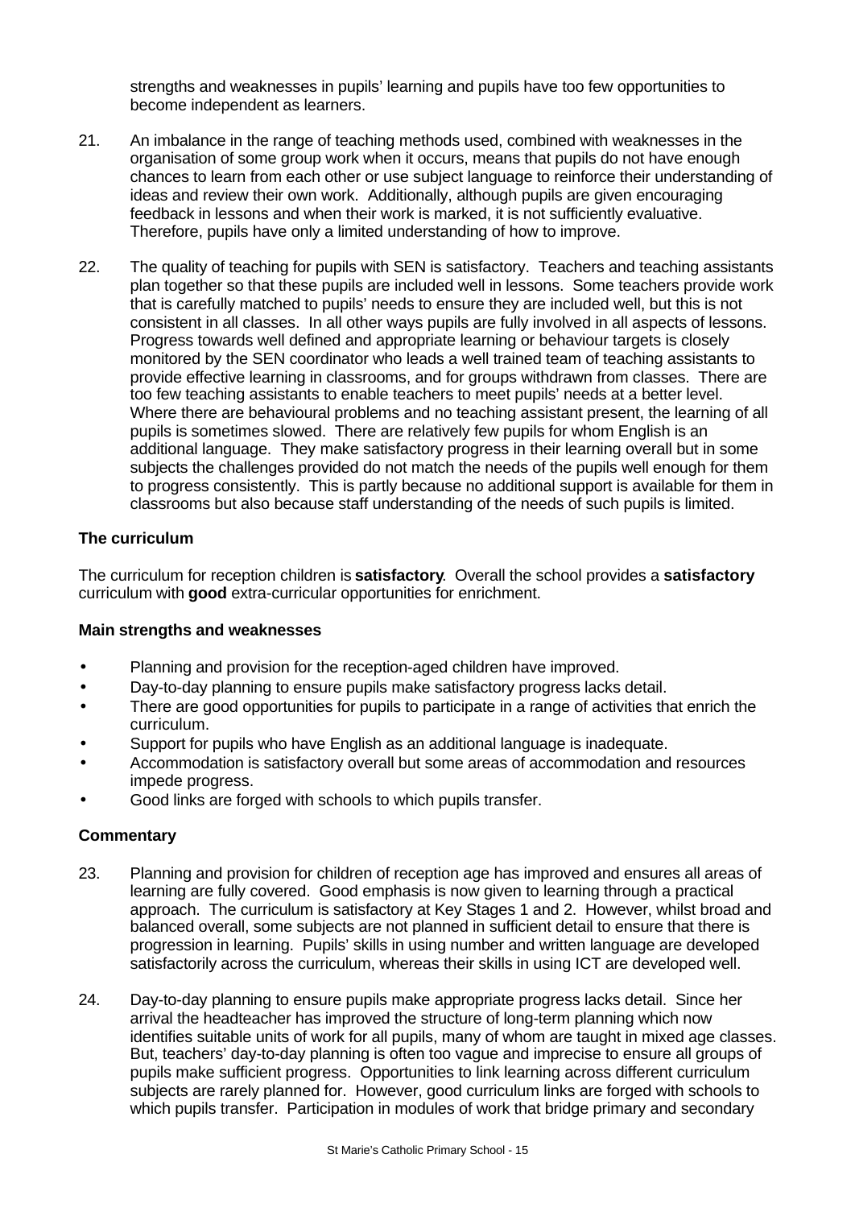strengths and weaknesses in pupils' learning and pupils have too few opportunities to become independent as learners.

21. An imbalance in the range of teaching methods used, combined with weaknesses in the organisation of some group work when it occurs, means that pupils do not have enough chances to learn from each other or use subject language to reinforce their understanding of ideas and review their own work. Additionally, although pupils are given encouraging feedback in lessons and when their work is marked, it is not sufficiently evaluative. Therefore, pupils have only a limited understanding of how to improve.

22. The quality of teaching for pupils with SEN is satisfactory. Teachers and teaching assistants plan together so that these pupils are included well in lessons. Some teachers provide work that is carefully matched to pupils' needs to ensure they are included well, but this is not consistent in all classes. In all other ways pupils are fully involved in all aspects of lessons. Progress towards well defined and appropriate learning or behaviour targets is closely monitored by the SEN coordinator who leads a well trained team of teaching assistants to provide effective learning in classrooms, and for groups withdrawn from classes. There are too few teaching assistants to enable teachers to meet pupils' needs at a better level. Where there are behavioural problems and no teaching assistant present, the learning of all pupils is sometimes slowed. There are relatively few pupils for whom English is an additional language. They make satisfactory progress in their learning overall but in some subjects the challenges provided do not match the needs of the pupils well enough for them to progress consistently. This is partly because no additional support is available for them in classrooms but also because staff understanding of the needs of such pupils is limited.

### The curriculum

The curriculum for reception children is **satisfactory**. Overall the school provides a **satisfactory** curriculum with **good** extra-curricular opportunities for enrichment.

#### Main strengths and weaknesses

- Planning and provision for the reception-aged children have improved.
- Day-to-day planning to ensure pupils make satisfactory progress lacks detail.
- There are good opportunities for pupils to participate in a range of activities that enrich the curriculum.
- Support for pupils who have English as an additional language is inadequate.
- Accommodation is satisfactory overall but some areas of accommodation and resources impede progress.
- Good links are forged with schools to which pupils transfer.

#### Commentary

23. Planning and provision for children of reception age has improved and ensures all areas of learning are fully covered. Good emphasis is now given to learning through a practical approach. The curriculum is satisfactory at Key Stages 1 and 2. However, whilst broad and balanced overall, some subjects are not planned in sufficient detail to ensure that there is progression in learning. Pupils' skills in using number and written language are developed satisfactorily across the curriculum, whereas their skills in using ICT are developed well.

24. Day-to-day planning to ensure pupils make appropriate progress lacks detail. Since her arrival the headteacher has improved the structure of long-term planning which now identifies suitable units of work for all pupils, many of whom are taught in mixed age classes. But, teachers' day-to-day planning is often too vague and imprecise to ensure all groups of pupils make sufficient progress. Opportunities to link learning across different curriculum subjects are rarely planned for. However, good curriculum links are forged with schools to which pupils transfer. Participation in modules of work that bridge primary and secondary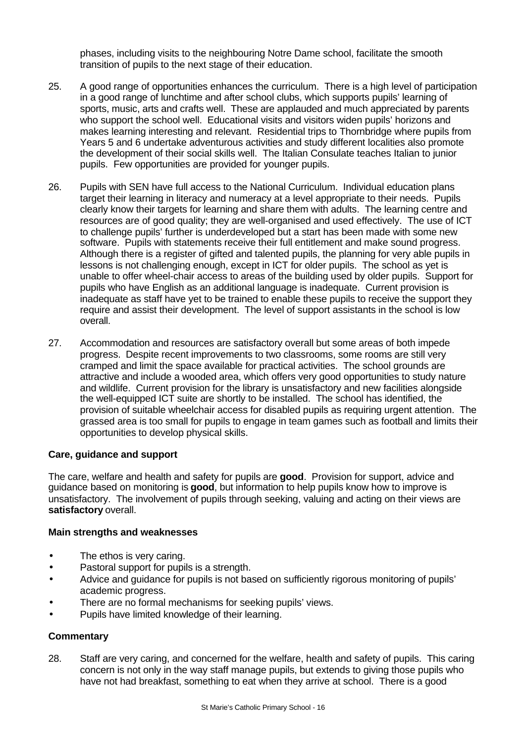phases, including visits to the neighbouring Notre Dame school, facilitate the smooth transition of pupils to the next stage of their education.

25. A good range of opportunities enhances the curriculum. There is a high level of participation in a good range of lunchtime and after school clubs, which supports pupils' learning of sports, music, arts and crafts well. These are applauded and much appreciated by parents who support the school well. Educational visits and visitors widen pupils' horizons and makes learning interesting and relevant. Residential trips to Thornbridge where pupils from Years 5 and 6 undertake adventurous activities and study different localities also promote the development of their social skills well. The Italian Consulate teaches Italian to junior pupils. Few opportunities are provided for younger pupils.

26. Pupils with SEN have full access to the National Curriculum. Individual education plans target their learning in literacy and numeracy at a level appropriate to their needs. Pupils clearly know their targets for learning and share them with adults. The learning centre and resources are of good quality; they are well-organised and used effectively. The use of ICT to challenge pupils' further is underdeveloped but a start has been made with some new software. Pupils with statements receive their full entitlement and make sound progress. Although there is a register of gifted and talented pupils, the planning for very able pupils in lessons is not challenging enough, except in ICT for older pupils. The school as yet is unable to offer wheel-chair access to areas of the building used by older pupils. Support for pupils who have English as an additional language is inadequate. Current provision is inadequate as staff have yet to be trained to enable these pupils to receive the support they require and assist their development. The level of support assistants in the school is low overall.

27. Accommodation and resources are satisfactory overall but some areas of both impede progress. Despite recent improvements to two classrooms, some rooms are still very cramped and limit the space available for practical activities. The school grounds are attractive and include a wooded area, which offers very good opportunities to study nature and wildlife. Current provision for the library is unsatisfactory and new facilities alongside the well-equipped ICT suite are shortly to be installed. The school has identified, the provision of suitable wheelchair access for disabled pupils as requiring urgent attention. The grassed area is too small for pupils to engage in team games such as football and limits their opportunities to develop physical skills.

### Care, guidance and support

The care, welfare and health and safety for pupils are **good**. Provision for support, advice and guidance based on monitoring is **good**, but information to help pupils know how to improve is unsatisfactory. The involvement of pupils through seeking, valuing and acting on their views are **satisfactory** overall.

#### Main strengths and weaknesses

- The ethos is very caring.
- Pastoral support for pupils is a strength.
- Advice and guidance for pupils is not based on sufficiently rigorous monitoring of pupils' academic progress.
- There are no formal mechanisms for seeking pupils' views.
- Pupils have limited knowledge of their learning.

#### Commentary

28. Staff are very caring, and concerned for the welfare, health and safety of pupils. This caring concern is not only in the way staff manage pupils, but extends to giving those pupils who have not had breakfast, something to eat when they arrive at school. There is a good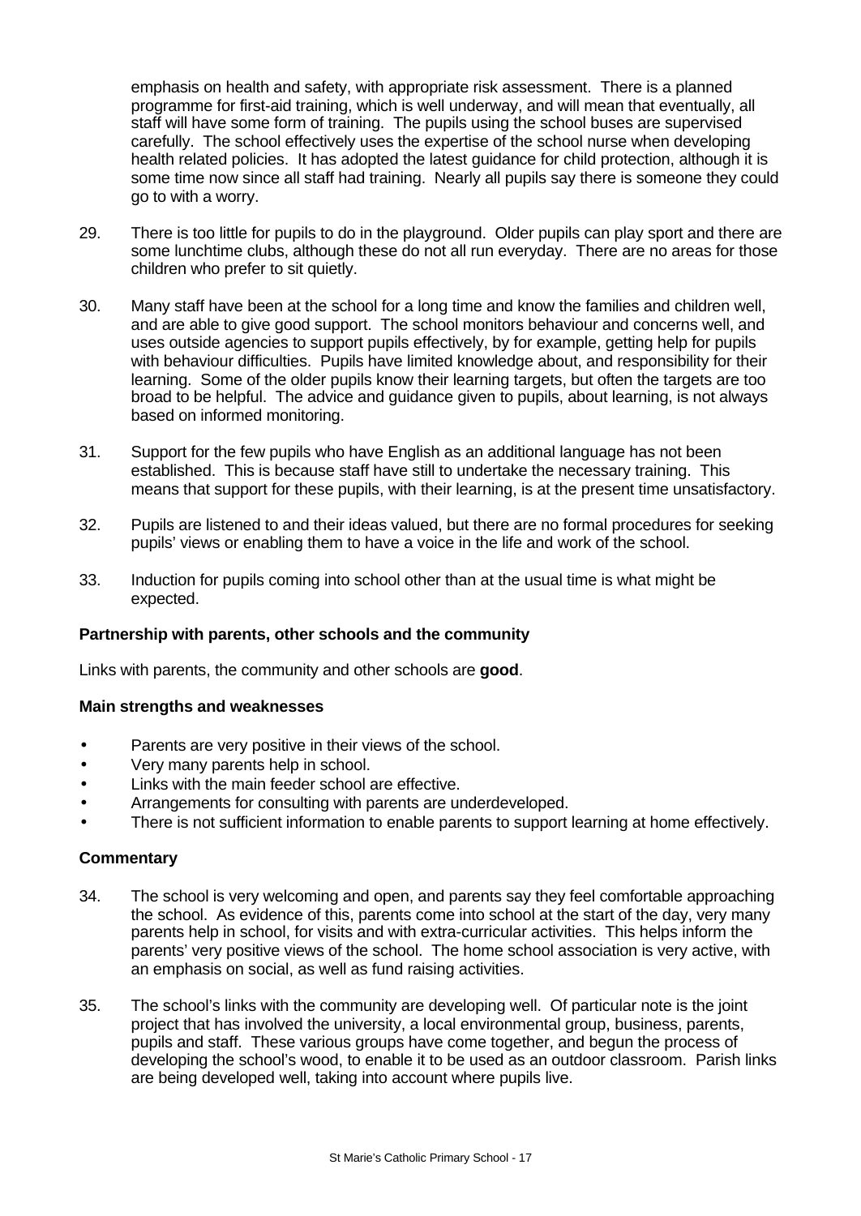emphasis on health and safety, with appropriate risk assessment. There is a planned programme for first-aid training, which is well underway, and will mean that eventually, all staff will have some form of training. The pupils using the school buses are supervised carefully. The school effectively uses the expertise of the school nurse when developing health related policies. It has adopted the latest guidance for child protection, although it is some time now since all staff had training. Nearly all pupils say there is someone they could go to with a worry.

29. There is too little for pupils to do in the playground. Older pupils can play sport and there are some lunchtime clubs, although these do not all run everyday. There are no areas for those children who prefer to sit quietly.

30. Many staff have been at the school for a long time and know the families and children well, and are able to give good support. The school monitors behaviour and concerns well, and uses outside agencies to support pupils effectively, by for example, getting help for pupils with behaviour difficulties. Pupils have limited knowledge about, and responsibility for their learning. Some of the older pupils know their learning targets, but often the targets are too broad to be helpful. The advice and guidance given to pupils, about learning, is not always based on informed monitoring.

31. Support for the few pupils who have English as an additional language has not been established. This is because staff have still to undertake the necessary training. This means that support for these pupils, with their learning, is at the present time unsatisfactory.

32. Pupils are listened to and their ideas valued, but there are no formal procedures for seeking pupils' views or enabling them to have a voice in the life and work of the school.

33. Induction for pupils coming into school other than at the usual time is what might be expected.

**Partnership with parents, other schools and the community**

Links with parents, the community and other schools are **good**.

**Main strengths and weaknesses**

- Parents are very positive in their views of the school.
- Very many parents help in school.
- Links with the main feeder school are effective.
- Arrangements for consulting with parents are underdeveloped.
- There is not sufficient information to enable parents to support learning at home effectively.

**Commentary**

34. The school is very welcoming and open, and parents say they feel comfortable approaching the school. As evidence of this, parents come into school at the start of the day, very many parents help in school, for visits and with extra-curricular activities. This helps inform the parents' very positive views of the school. The home school association is very active, with an emphasis on social, as well as fund raising activities.

35. The school's links with the community are developing well. Of particular note is the joint project that has involved the university, a local environmental group, business, parents, pupils and staff. These various groups have come together, and begun the process of developing the school's wood, to enable it to be used as an outdoor classroom. Parish links are being developed well, taking into account where pupils live.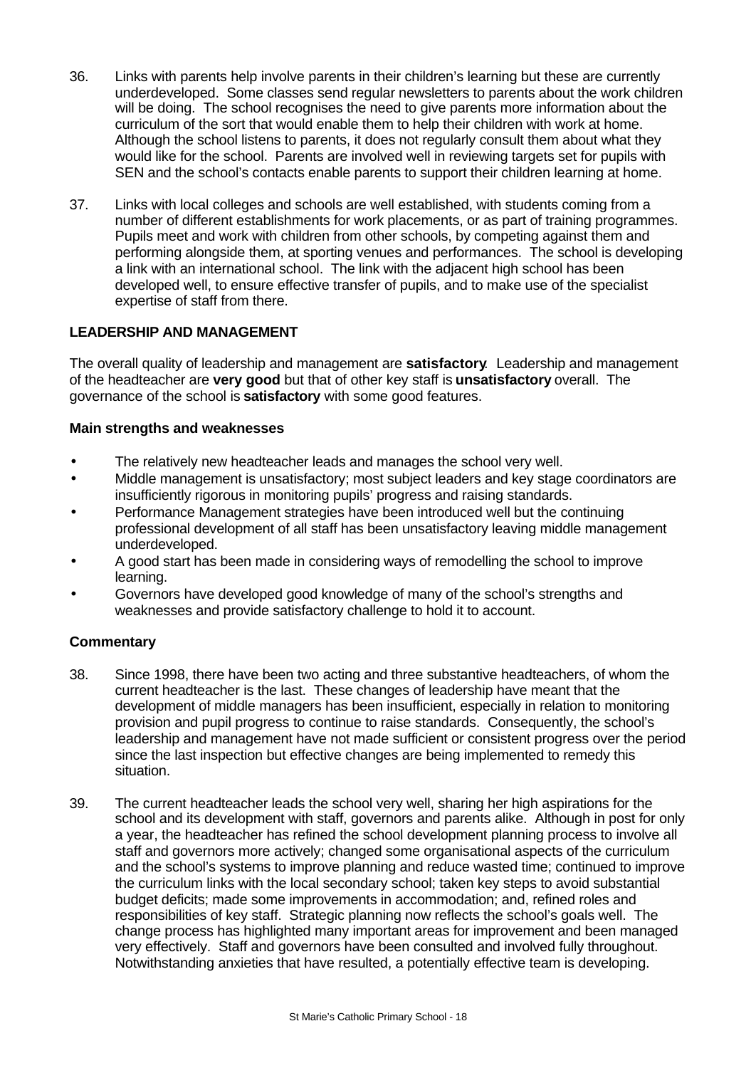36. Links with parents help involve parents in their children's learning but these are currently underdeveloped. Some classes send regular newsletters to parents about the work children will be doing. The school recognises the need to give parents more information about the curriculum of the sort that would enable them to help their children with work at home. Although the school listens to parents, it does not regularly consult them about what they would like for the school. Parents are involved well in reviewing targets set for pupils with SEN and the school's contacts enable parents to support their children learning at home.

37. Links with local colleges and schools are well established, with students coming from a number of different establishments for work placements, or as part of training programmes. Pupils meet and work with children from other schools, by competing against them and performing alongside them, at sporting venues and performances. The school is developing a link with an international school. The link with the adjacent high school has been developed well, to ensure effective transfer of pupils, and to make use of the specialist expertise of staff from there.

## LEADERSHIP AND MANAGEMENT

The overall quality of leadership and management are **satisfactory**. Leadership and management of the headteacher are **very good** but that of other key staff is **unsatisfactory** overall. The governance of the school is **satisfactory** with some good features.

### Main strengths and weaknesses

- The relatively new headteacher leads and manages the school very well.
- Middle management is unsatisfactory; most subject leaders and key stage coordinators are insufficiently rigorous in monitoring pupils' progress and raising standards.
- Performance Management strategies have been introduced well but the continuing professional development of all staff has been unsatisfactory leaving middle management underdeveloped.
- A good start has been made in considering ways of remodelling the school to improve learning.
- Governors have developed good knowledge of many of the school's strengths and weaknesses and provide satisfactory challenge to hold it to account.

### Commentary

38. Since 1998, there have been two acting and three substantive headteachers, of whom the current headteacher is the last. These changes of leadership have meant that the development of middle managers has been insufficient, especially in relation to monitoring provision and pupil progress to continue to raise standards. Consequently, the school's leadership and management have not made sufficient or consistent progress over the period since the last inspection but effective changes are being implemented to remedy this situation.

39. The current headteacher leads the school very well, sharing her high aspirations for the school and its development with staff, governors and parents alike. Although in post for only a year, the headteacher has refined the school development planning process to involve all staff and governors more actively; changed some organisational aspects of the curriculum and the school's systems to improve planning and reduce wasted time; continued to improve the curriculum links with the local secondary school; taken key steps to avoid substantial budget deficits; made some improvements in accommodation; and, refined roles and responsibilities of key staff. Strategic planning now reflects the school's goals well. The change process has highlighted many important areas for improvement and been managed very effectively. Staff and governors have been consulted and involved fully throughout. Notwithstanding anxieties that have resulted, a potentially effective team is developing.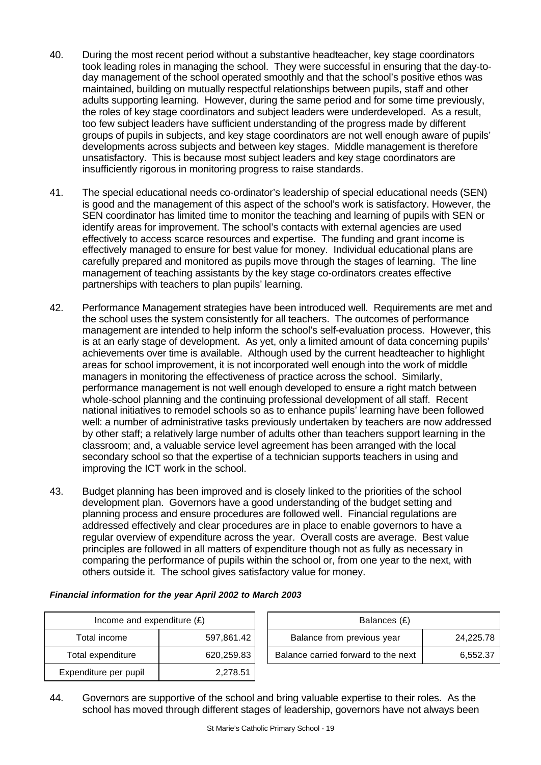40. During the most recent period without a substantive headteacher, key stage coordinators took leading roles in managing the school. They were successful in ensuring that the day-to-day management of the school operated smoothly and that the school's positive ethos was maintained, building on mutually respectful relationships between pupils, staff and other adults supporting learning. However, during the same period and for some time previously, the roles of key stage coordinators and subject leaders were underdeveloped. As a result, too few subject leaders have sufficient understanding of the progress made by different groups of pupils in subjects, and key stage coordinators are not well enough aware of pupils' developments across subjects and between key stages. Middle management is therefore unsatisfactory. This is because most subject leaders and key stage coordinators are insufficiently rigorous in monitoring progress to raise standards.

41. The special educational needs co-ordinator's leadership of special educational needs (SEN) is good and the management of this aspect of the school's work is satisfactory. However, the SEN coordinator has limited time to monitor the teaching and learning of pupils with SEN or identify areas for improvement. The school's contacts with external agencies are used effectively to access scarce resources and expertise. The funding and grant income is effectively managed to ensure for best value for money. Individual educational plans are carefully prepared and monitored as pupils move through the stages of learning. The line management of teaching assistants by the key stage co-ordinators creates effective partnerships with teachers to plan pupils' learning.

42. Performance Management strategies have been introduced well. Requirements are met and the school uses the system consistently for all teachers. The outcomes of performance management are intended to help inform the school's self-evaluation process. However, this is at an early stage of development. As yet, only a limited amount of data concerning pupils' achievements over time is available. Although used by the current headteacher to highlight areas for school improvement, it is not incorporated well enough into the work of middle managers in monitoring the effectiveness of practice across the school. Similarly, performance management is not well enough developed to ensure a right match between whole-school planning and the continuing professional development of all staff. Recent national initiatives to remodel schools so as to enhance pupils' learning have been followed well: a number of administrative tasks previously undertaken by teachers are now addressed by other staff; a relatively large number of adults other than teachers support learning in the classroom; and, a valuable service level agreement has been arranged with the local secondary school so that the expertise of a technician supports teachers in using and improving the ICT work in the school.

43. Budget planning has been improved and is closely linked to the priorities of the school development plan. Governors have a good understanding of the budget setting and planning process and ensure procedures are followed well. Financial regulations are addressed effectively and clear procedures are in place to enable governors to have a regular overview of expenditure across the year. Overall costs are average. Best value principles are followed in all matters of expenditure though not as fully as necessary in comparing the performance of pupils within the school or, from one year to the next, with others outside it. The school gives satisfactory value for money.

***Financial information for the year April 2002 to March 2003***

| Income and expenditure (£) | |
|---|---|
| Total income | 597,861.42 |
| Total expenditure | 620,259.83 |
| Expenditure per pupil | 2,278.51 |

| Balances (£) | |
|---|---|
| Balance from previous year | 24,225.78 |
| Balance carried forward to the next | 6,552.37 |

44. Governors are supportive of the school and bring valuable expertise to their roles. As the school has moved through different stages of leadership, governors have not always been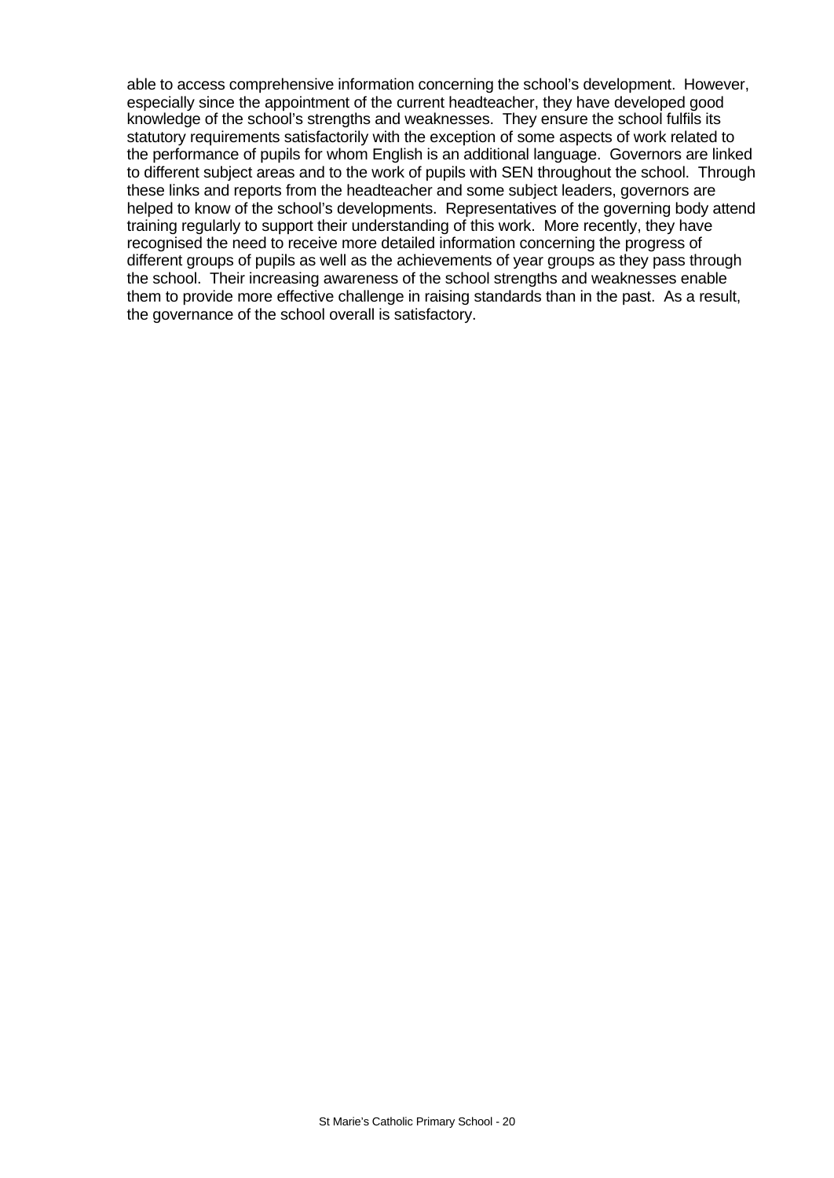able to access comprehensive information concerning the school's development. However, especially since the appointment of the current headteacher, they have developed good knowledge of the school's strengths and weaknesses. They ensure the school fulfils its statutory requirements satisfactorily with the exception of some aspects of work related to the performance of pupils for whom English is an additional language. Governors are linked to different subject areas and to the work of pupils with SEN throughout the school. Through these links and reports from the headteacher and some subject leaders, governors are helped to know of the school's developments. Representatives of the governing body attend training regularly to support their understanding of this work. More recently, they have recognised the need to receive more detailed information concerning the progress of different groups of pupils as well as the achievements of year groups as they pass through the school. Their increasing awareness of the school strengths and weaknesses enable them to provide more effective challenge in raising standards than in the past. As a result, the governance of the school overall is satisfactory.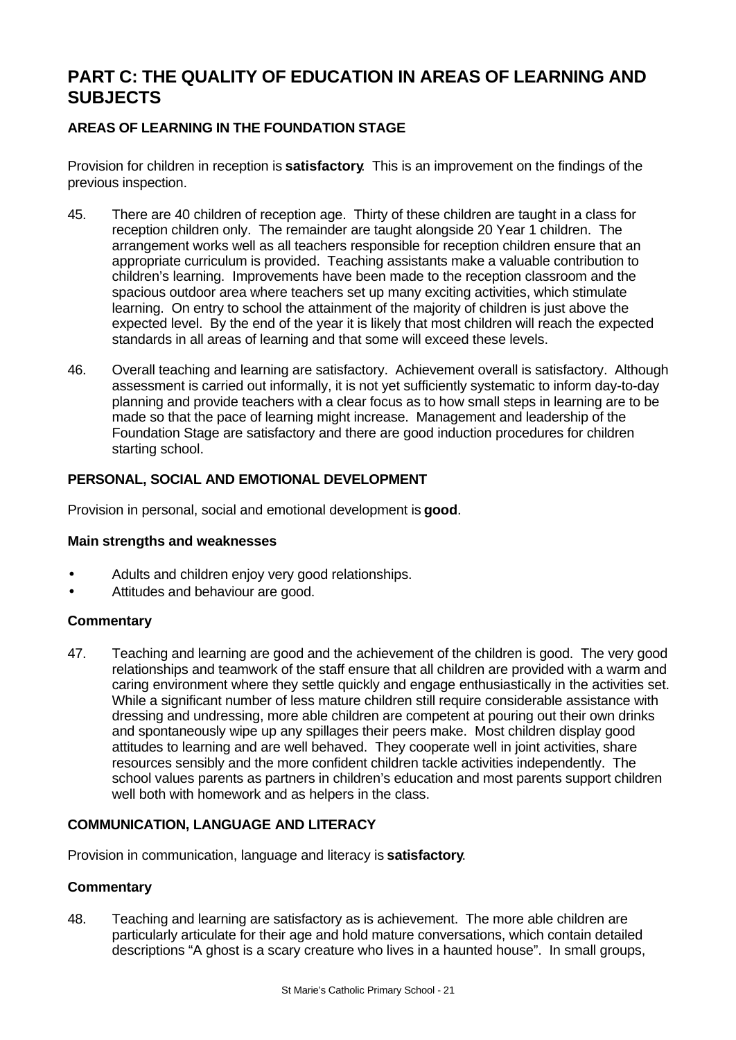# PART C: THE QUALITY OF EDUCATION IN AREAS OF LEARNING AND SUBJECTS

## AREAS OF LEARNING IN THE FOUNDATION STAGE

Provision for children in reception is **satisfactory**. This is an improvement on the findings of the previous inspection.

45. There are 40 children of reception age. Thirty of these children are taught in a class for reception children only. The remainder are taught alongside 20 Year 1 children. The arrangement works well as all teachers responsible for reception children ensure that an appropriate curriculum is provided. Teaching assistants make a valuable contribution to children's learning. Improvements have been made to the reception classroom and the spacious outdoor area where teachers set up many exciting activities, which stimulate learning. On entry to school the attainment of the majority of children is just above the expected level. By the end of the year it is likely that most children will reach the expected standards in all areas of learning and that some will exceed these levels.

46. Overall teaching and learning are satisfactory. Achievement overall is satisfactory. Although assessment is carried out informally, it is not yet sufficiently systematic to inform day-to-day planning and provide teachers with a clear focus as to how small steps in learning are to be made so that the pace of learning might increase. Management and leadership of the Foundation Stage are satisfactory and there are good induction procedures for children starting school.

### PERSONAL, SOCIAL AND EMOTIONAL DEVELOPMENT

Provision in personal, social and emotional development is **good**.

#### Main strengths and weaknesses

- Adults and children enjoy very good relationships.
- Attitudes and behaviour are good.

#### Commentary

47. Teaching and learning are good and the achievement of the children is good. The very good relationships and teamwork of the staff ensure that all children are provided with a warm and caring environment where they settle quickly and engage enthusiastically in the activities set. While a significant number of less mature children still require considerable assistance with dressing and undressing, more able children are competent at pouring out their own drinks and spontaneously wipe up any spillages their peers make. Most children display good attitudes to learning and are well behaved. They cooperate well in joint activities, share resources sensibly and the more confident children tackle activities independently. The school values parents as partners in children's education and most parents support children well both with homework and as helpers in the class.

### COMMUNICATION, LANGUAGE AND LITERACY

Provision in communication, language and literacy is **satisfactory**.

#### Commentary

48. Teaching and learning are satisfactory as is achievement. The more able children are particularly articulate for their age and hold mature conversations, which contain detailed descriptions "A ghost is a scary creature who lives in a haunted house". In small groups,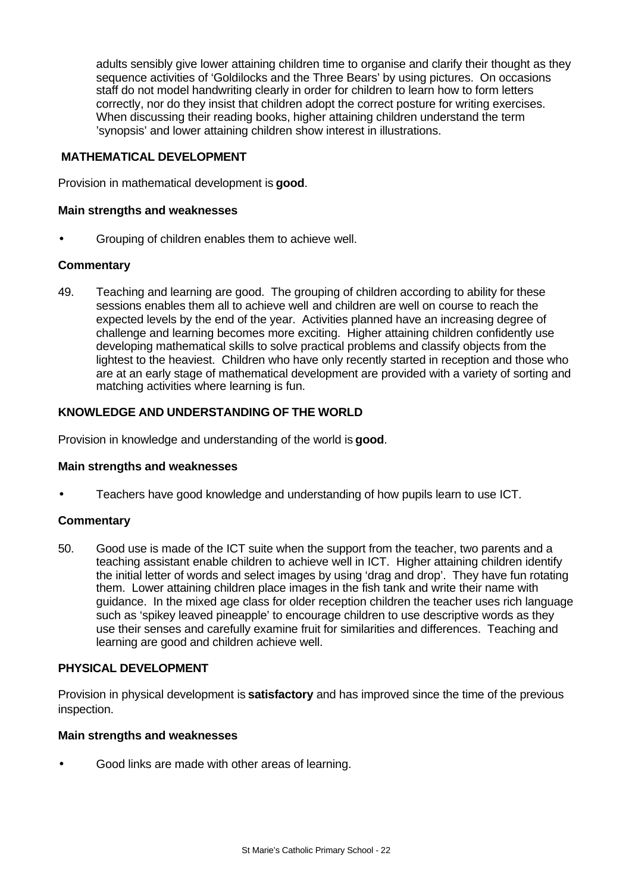adults sensibly give lower attaining children time to organise and clarify their thought as they sequence activities of 'Goldilocks and the Three Bears' by using pictures. On occasions staff do not model handwriting clearly in order for children to learn how to form letters correctly, nor do they insist that children adopt the correct posture for writing exercises. When discussing their reading books, higher attaining children understand the term 'synopsis' and lower attaining children show interest in illustrations.

### MATHEMATICAL DEVELOPMENT

Provision in mathematical development is **good**.

#### Main strengths and weaknesses

- Grouping of children enables them to achieve well.

#### Commentary

49. Teaching and learning are good. The grouping of children according to ability for these sessions enables them all to achieve well and children are well on course to reach the expected levels by the end of the year. Activities planned have an increasing degree of challenge and learning becomes more exciting. Higher attaining children confidently use developing mathematical skills to solve practical problems and classify objects from the lightest to the heaviest. Children who have only recently started in reception and those who are at an early stage of mathematical development are provided with a variety of sorting and matching activities where learning is fun.

### KNOWLEDGE AND UNDERSTANDING OF THE WORLD

Provision in knowledge and understanding of the world is **good**.

#### Main strengths and weaknesses

- Teachers have good knowledge and understanding of how pupils learn to use ICT.

#### Commentary

50. Good use is made of the ICT suite when the support from the teacher, two parents and a teaching assistant enable children to achieve well in ICT. Higher attaining children identify the initial letter of words and select images by using 'drag and drop'. They have fun rotating them. Lower attaining children place images in the fish tank and write their name with guidance. In the mixed age class for older reception children the teacher uses rich language such as 'spikey leaved pineapple' to encourage children to use descriptive words as they use their senses and carefully examine fruit for similarities and differences. Teaching and learning are good and children achieve well.

### PHYSICAL DEVELOPMENT

Provision in physical development is **satisfactory** and has improved since the time of the previous inspection.

#### Main strengths and weaknesses

- Good links are made with other areas of learning.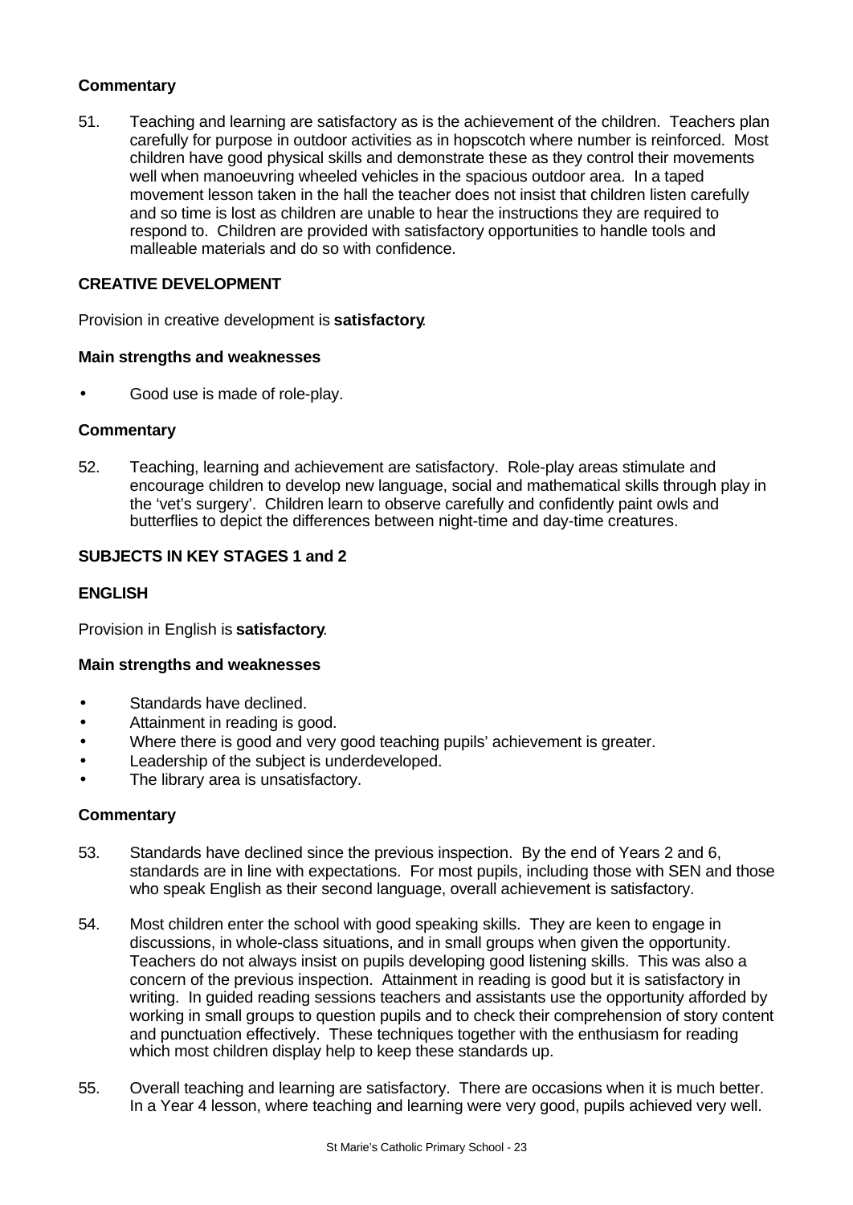### Commentary

51. Teaching and learning are satisfactory as is the achievement of the children. Teachers plan carefully for purpose in outdoor activities as in hopscotch where number is reinforced. Most children have good physical skills and demonstrate these as they control their movements well when manoeuvring wheeled vehicles in the spacious outdoor area. In a taped movement lesson taken in the hall the teacher does not insist that children listen carefully and so time is lost as children are unable to hear the instructions they are required to respond to. Children are provided with satisfactory opportunities to handle tools and malleable materials and do so with confidence.

## CREATIVE DEVELOPMENT

Provision in creative development is **satisfactory**.

### Main strengths and weaknesses

- Good use is made of role-play.

### Commentary

52. Teaching, learning and achievement are satisfactory. Role-play areas stimulate and encourage children to develop new language, social and mathematical skills through play in the 'vet's surgery'. Children learn to observe carefully and confidently paint owls and butterflies to depict the differences between night-time and day-time creatures.

## SUBJECTS IN KEY STAGES 1 and 2

## ENGLISH

Provision in English is **satisfactory**.

### Main strengths and weaknesses

- Standards have declined.
- Attainment in reading is good.
- Where there is good and very good teaching pupils' achievement is greater.
- Leadership of the subject is underdeveloped.
- The library area is unsatisfactory.

### Commentary

53. Standards have declined since the previous inspection. By the end of Years 2 and 6, standards are in line with expectations. For most pupils, including those with SEN and those who speak English as their second language, overall achievement is satisfactory.

54. Most children enter the school with good speaking skills. They are keen to engage in discussions, in whole-class situations, and in small groups when given the opportunity. Teachers do not always insist on pupils developing good listening skills. This was also a concern of the previous inspection. Attainment in reading is good but it is satisfactory in writing. In guided reading sessions teachers and assistants use the opportunity afforded by working in small groups to question pupils and to check their comprehension of story content and punctuation effectively. These techniques together with the enthusiasm for reading which most children display help to keep these standards up.

55. Overall teaching and learning are satisfactory. There are occasions when it is much better. In a Year 4 lesson, where teaching and learning were very good, pupils achieved very well.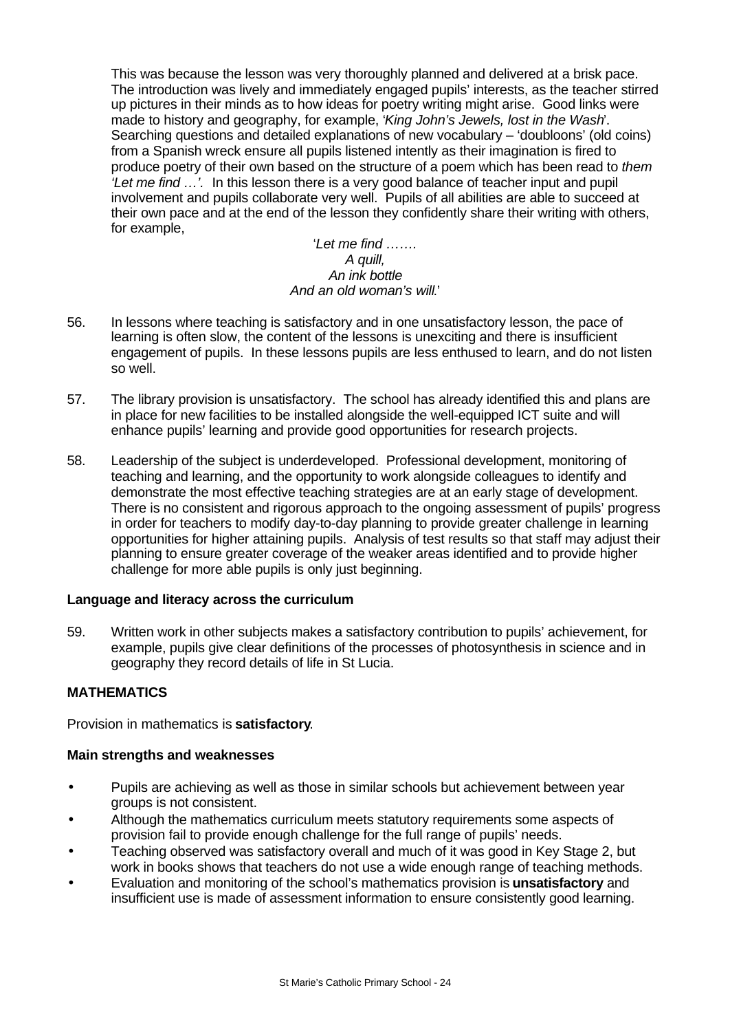This was because the lesson was very thoroughly planned and delivered at a brisk pace. The introduction was lively and immediately engaged pupils' interests, as the teacher stirred up pictures in their minds as to how ideas for poetry writing might arise. Good links were made to history and geography, for example, '*King John's Jewels, lost in the Wash*'. Searching questions and detailed explanations of new vocabulary – 'doubloons' (old coins) from a Spanish wreck ensure all pupils listened intently as their imagination is fired to produce poetry of their own based on the structure of a poem which has been read to *them 'Let me find …'.* In this lesson there is a very good balance of teacher input and pupil involvement and pupils collaborate very well. Pupils of all abilities are able to succeed at their own pace and at the end of the lesson they confidently share their writing with others, for example,

'*Let me find …….*
*A quill,*
*An ink bottle*
*And an old woman's will.*'

56. In lessons where teaching is satisfactory and in one unsatisfactory lesson, the pace of learning is often slow, the content of the lessons is unexciting and there is insufficient engagement of pupils. In these lessons pupils are less enthused to learn, and do not listen so well.

57. The library provision is unsatisfactory. The school has already identified this and plans are in place for new facilities to be installed alongside the well-equipped ICT suite and will enhance pupils' learning and provide good opportunities for research projects.

58. Leadership of the subject is underdeveloped. Professional development, monitoring of teaching and learning, and the opportunity to work alongside colleagues to identify and demonstrate the most effective teaching strategies are at an early stage of development. There is no consistent and rigorous approach to the ongoing assessment of pupils' progress in order for teachers to modify day-to-day planning to provide greater challenge in learning opportunities for higher attaining pupils. Analysis of test results so that staff may adjust their planning to ensure greater coverage of the weaker areas identified and to provide higher challenge for more able pupils is only just beginning.

**Language and literacy across the curriculum**

59. Written work in other subjects makes a satisfactory contribution to pupils' achievement, for example, pupils give clear definitions of the processes of photosynthesis in science and in geography they record details of life in St Lucia.

**MATHEMATICS**

Provision in mathematics is **satisfactory**.

**Main strengths and weaknesses**

- Pupils are achieving as well as those in similar schools but achievement between year groups is not consistent.
- Although the mathematics curriculum meets statutory requirements some aspects of provision fail to provide enough challenge for the full range of pupils' needs.
- Teaching observed was satisfactory overall and much of it was good in Key Stage 2, but work in books shows that teachers do not use a wide enough range of teaching methods.
- Evaluation and monitoring of the school's mathematics provision is **unsatisfactory** and insufficient use is made of assessment information to ensure consistently good learning.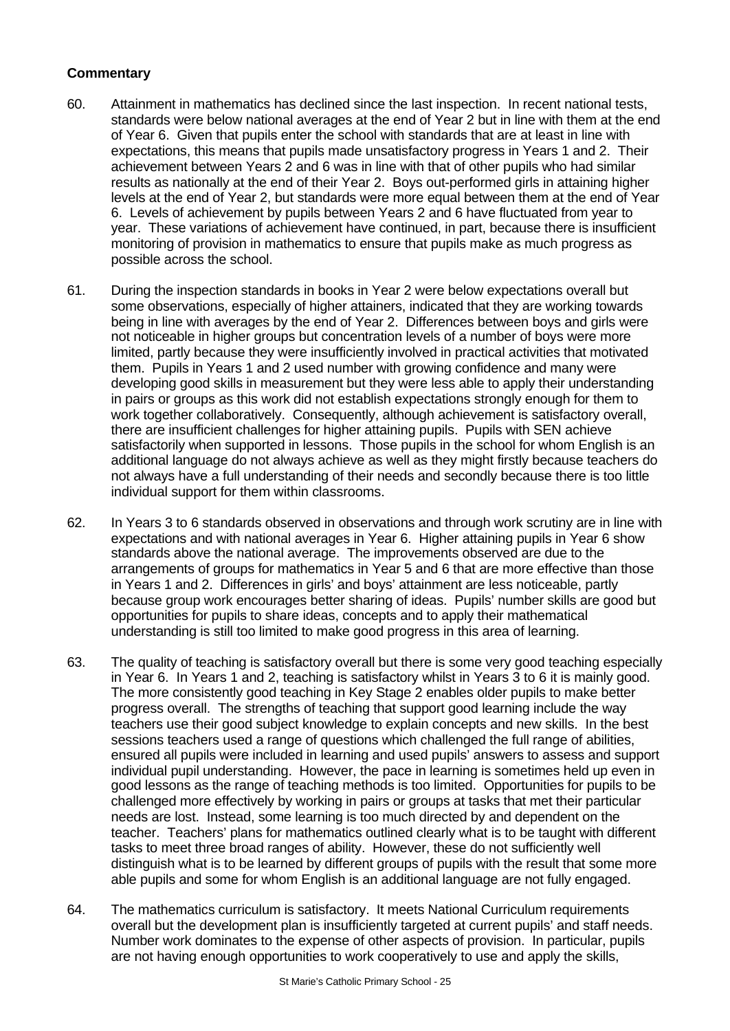**Commentary**

60. Attainment in mathematics has declined since the last inspection. In recent national tests, standards were below national averages at the end of Year 2 but in line with them at the end of Year 6. Given that pupils enter the school with standards that are at least in line with expectations, this means that pupils made unsatisfactory progress in Years 1 and 2. Their achievement between Years 2 and 6 was in line with that of other pupils who had similar results as nationally at the end of their Year 2. Boys out-performed girls in attaining higher levels at the end of Year 2, but standards were more equal between them at the end of Year 6. Levels of achievement by pupils between Years 2 and 6 have fluctuated from year to year. These variations of achievement have continued, in part, because there is insufficient monitoring of provision in mathematics to ensure that pupils make as much progress as possible across the school.

61. During the inspection standards in books in Year 2 were below expectations overall but some observations, especially of higher attainers, indicated that they are working towards being in line with averages by the end of Year 2. Differences between boys and girls were not noticeable in higher groups but concentration levels of a number of boys were more limited, partly because they were insufficiently involved in practical activities that motivated them. Pupils in Years 1 and 2 used number with growing confidence and many were developing good skills in measurement but they were less able to apply their understanding in pairs or groups as this work did not establish expectations strongly enough for them to work together collaboratively. Consequently, although achievement is satisfactory overall, there are insufficient challenges for higher attaining pupils. Pupils with SEN achieve satisfactorily when supported in lessons. Those pupils in the school for whom English is an additional language do not always achieve as well as they might firstly because teachers do not always have a full understanding of their needs and secondly because there is too little individual support for them within classrooms.

62. In Years 3 to 6 standards observed in observations and through work scrutiny are in line with expectations and with national averages in Year 6. Higher attaining pupils in Year 6 show standards above the national average. The improvements observed are due to the arrangements of groups for mathematics in Year 5 and 6 that are more effective than those in Years 1 and 2. Differences in girls' and boys' attainment are less noticeable, partly because group work encourages better sharing of ideas. Pupils' number skills are good but opportunities for pupils to share ideas, concepts and to apply their mathematical understanding is still too limited to make good progress in this area of learning.

63. The quality of teaching is satisfactory overall but there is some very good teaching especially in Year 6. In Years 1 and 2, teaching is satisfactory whilst in Years 3 to 6 it is mainly good. The more consistently good teaching in Key Stage 2 enables older pupils to make better progress overall. The strengths of teaching that support good learning include the way teachers use their good subject knowledge to explain concepts and new skills. In the best sessions teachers used a range of questions which challenged the full range of abilities, ensured all pupils were included in learning and used pupils' answers to assess and support individual pupil understanding. However, the pace in learning is sometimes held up even in good lessons as the range of teaching methods is too limited. Opportunities for pupils to be challenged more effectively by working in pairs or groups at tasks that met their particular needs are lost. Instead, some learning is too much directed by and dependent on the teacher. Teachers' plans for mathematics outlined clearly what is to be taught with different tasks to meet three broad ranges of ability. However, these do not sufficiently well distinguish what is to be learned by different groups of pupils with the result that some more able pupils and some for whom English is an additional language are not fully engaged.

64. The mathematics curriculum is satisfactory. It meets National Curriculum requirements overall but the development plan is insufficiently targeted at current pupils' and staff needs. Number work dominates to the expense of other aspects of provision. In particular, pupils are not having enough opportunities to work cooperatively to use and apply the skills,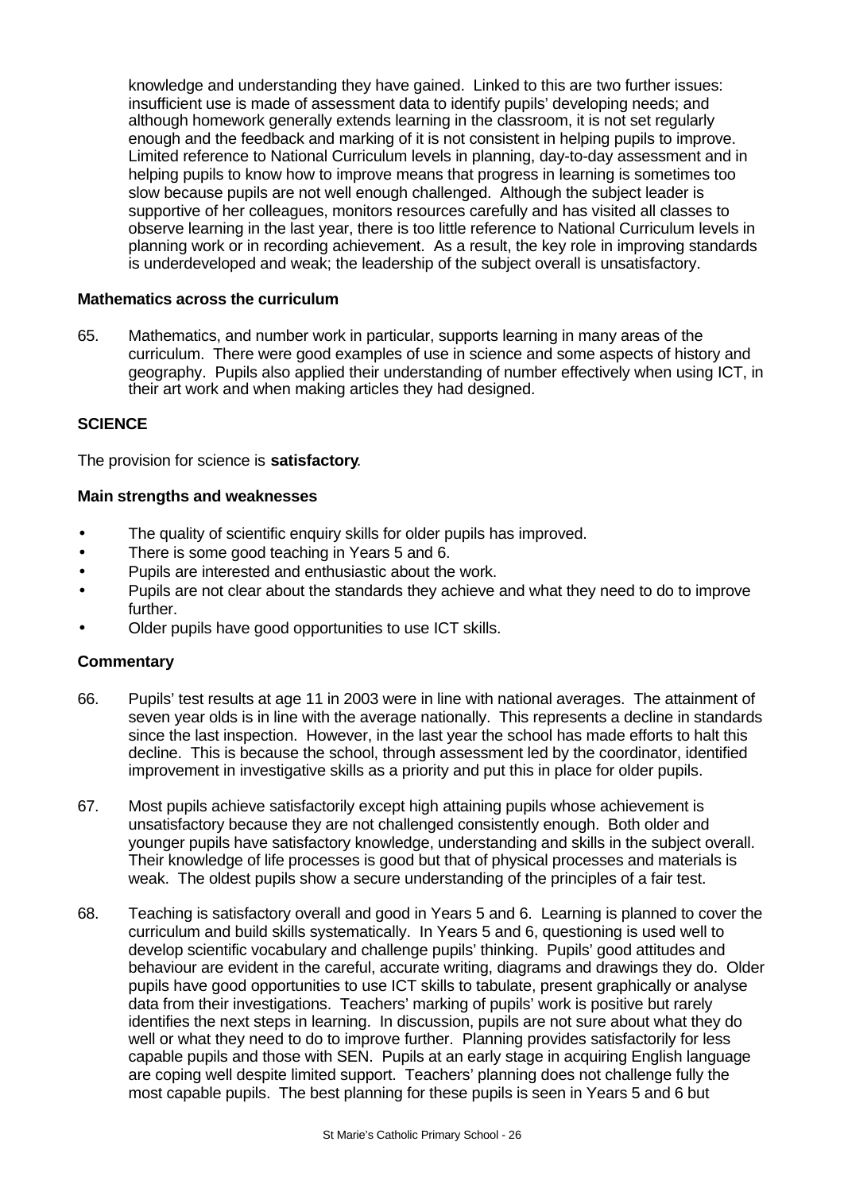knowledge and understanding they have gained. Linked to this are two further issues: insufficient use is made of assessment data to identify pupils' developing needs; and although homework generally extends learning in the classroom, it is not set regularly enough and the feedback and marking of it is not consistent in helping pupils to improve. Limited reference to National Curriculum levels in planning, day-to-day assessment and in helping pupils to know how to improve means that progress in learning is sometimes too slow because pupils are not well enough challenged. Although the subject leader is supportive of her colleagues, monitors resources carefully and has visited all classes to observe learning in the last year, there is too little reference to National Curriculum levels in planning work or in recording achievement. As a result, the key role in improving standards is underdeveloped and weak; the leadership of the subject overall is unsatisfactory.

### Mathematics across the curriculum

65. Mathematics, and number work in particular, supports learning in many areas of the curriculum. There were good examples of use in science and some aspects of history and geography. Pupils also applied their understanding of number effectively when using ICT, in their art work and when making articles they had designed.

## SCIENCE

The provision for science is **satisfactory**.

### Main strengths and weaknesses

- The quality of scientific enquiry skills for older pupils has improved.
- There is some good teaching in Years 5 and 6.
- Pupils are interested and enthusiastic about the work.
- Pupils are not clear about the standards they achieve and what they need to do to improve further.
- Older pupils have good opportunities to use ICT skills.

### Commentary

66. Pupils' test results at age 11 in 2003 were in line with national averages. The attainment of seven year olds is in line with the average nationally. This represents a decline in standards since the last inspection. However, in the last year the school has made efforts to halt this decline. This is because the school, through assessment led by the coordinator, identified improvement in investigative skills as a priority and put this in place for older pupils.

67. Most pupils achieve satisfactorily except high attaining pupils whose achievement is unsatisfactory because they are not challenged consistently enough. Both older and younger pupils have satisfactory knowledge, understanding and skills in the subject overall. Their knowledge of life processes is good but that of physical processes and materials is weak. The oldest pupils show a secure understanding of the principles of a fair test.

68. Teaching is satisfactory overall and good in Years 5 and 6. Learning is planned to cover the curriculum and build skills systematically. In Years 5 and 6, questioning is used well to develop scientific vocabulary and challenge pupils' thinking. Pupils' good attitudes and behaviour are evident in the careful, accurate writing, diagrams and drawings they do. Older pupils have good opportunities to use ICT skills to tabulate, present graphically or analyse data from their investigations. Teachers' marking of pupils' work is positive but rarely identifies the next steps in learning. In discussion, pupils are not sure about what they do well or what they need to do to improve further. Planning provides satisfactorily for less capable pupils and those with SEN. Pupils at an early stage in acquiring English language are coping well despite limited support. Teachers' planning does not challenge fully the most capable pupils. The best planning for these pupils is seen in Years 5 and 6 but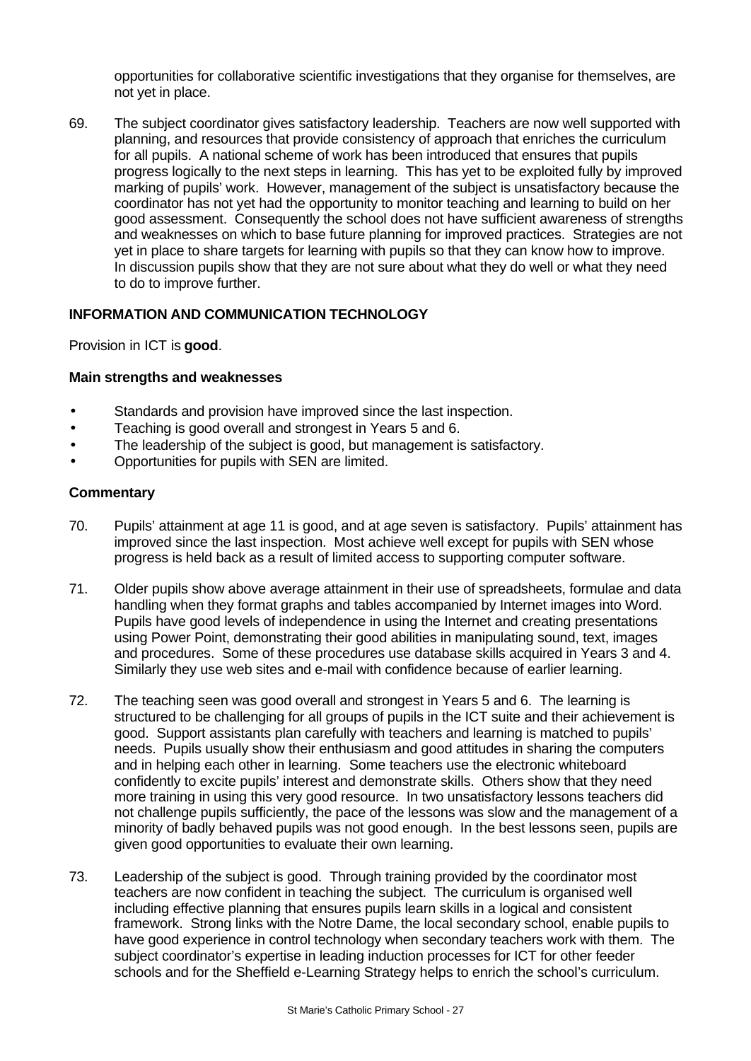opportunities for collaborative scientific investigations that they organise for themselves, are not yet in place.

69. The subject coordinator gives satisfactory leadership. Teachers are now well supported with planning, and resources that provide consistency of approach that enriches the curriculum for all pupils. A national scheme of work has been introduced that ensures that pupils progress logically to the next steps in learning. This has yet to be exploited fully by improved marking of pupils' work. However, management of the subject is unsatisfactory because the coordinator has not yet had the opportunity to monitor teaching and learning to build on her good assessment. Consequently the school does not have sufficient awareness of strengths and weaknesses on which to base future planning for improved practices. Strategies are not yet in place to share targets for learning with pupils so that they can know how to improve. In discussion pupils show that they are not sure about what they do well or what they need to do to improve further.

### INFORMATION AND COMMUNICATION TECHNOLOGY

Provision in ICT is **good**.

#### Main strengths and weaknesses

- Standards and provision have improved since the last inspection.
- Teaching is good overall and strongest in Years 5 and 6.
- The leadership of the subject is good, but management is satisfactory.
- Opportunities for pupils with SEN are limited.

#### Commentary

70. Pupils' attainment at age 11 is good, and at age seven is satisfactory. Pupils' attainment has improved since the last inspection. Most achieve well except for pupils with SEN whose progress is held back as a result of limited access to supporting computer software.

71. Older pupils show above average attainment in their use of spreadsheets, formulae and data handling when they format graphs and tables accompanied by Internet images into Word. Pupils have good levels of independence in using the Internet and creating presentations using Power Point, demonstrating their good abilities in manipulating sound, text, images and procedures. Some of these procedures use database skills acquired in Years 3 and 4. Similarly they use web sites and e-mail with confidence because of earlier learning.

72. The teaching seen was good overall and strongest in Years 5 and 6. The learning is structured to be challenging for all groups of pupils in the ICT suite and their achievement is good. Support assistants plan carefully with teachers and learning is matched to pupils' needs. Pupils usually show their enthusiasm and good attitudes in sharing the computers and in helping each other in learning. Some teachers use the electronic whiteboard confidently to excite pupils' interest and demonstrate skills. Others show that they need more training in using this very good resource. In two unsatisfactory lessons teachers did not challenge pupils sufficiently, the pace of the lessons was slow and the management of a minority of badly behaved pupils was not good enough. In the best lessons seen, pupils are given good opportunities to evaluate their own learning.

73. Leadership of the subject is good. Through training provided by the coordinator most teachers are now confident in teaching the subject. The curriculum is organised well including effective planning that ensures pupils learn skills in a logical and consistent framework. Strong links with the Notre Dame, the local secondary school, enable pupils to have good experience in control technology when secondary teachers work with them. The subject coordinator's expertise in leading induction processes for ICT for other feeder schools and for the Sheffield e-Learning Strategy helps to enrich the school's curriculum.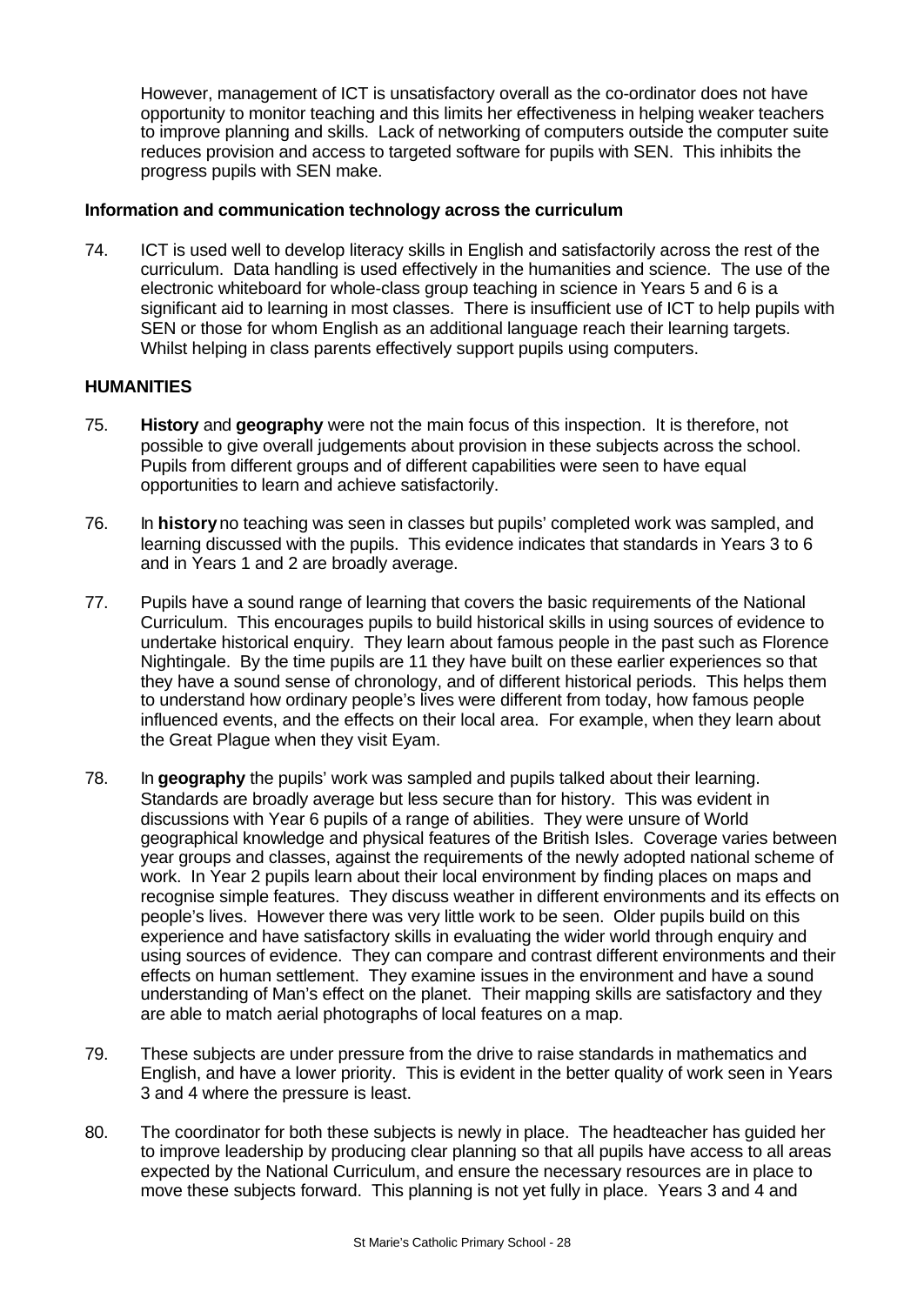However, management of ICT is unsatisfactory overall as the co-ordinator does not have opportunity to monitor teaching and this limits her effectiveness in helping weaker teachers to improve planning and skills. Lack of networking of computers outside the computer suite reduces provision and access to targeted software for pupils with SEN. This inhibits the progress pupils with SEN make.

**Information and communication technology across the curriculum**

74. ICT is used well to develop literacy skills in English and satisfactorily across the rest of the curriculum. Data handling is used effectively in the humanities and science. The use of the electronic whiteboard for whole-class group teaching in science in Years 5 and 6 is a significant aid to learning in most classes. There is insufficient use of ICT to help pupils with SEN or those for whom English as an additional language reach their learning targets. Whilst helping in class parents effectively support pupils using computers.

**HUMANITIES**

75. **History** and **geography** were not the main focus of this inspection. It is therefore, not possible to give overall judgements about provision in these subjects across the school. Pupils from different groups and of different capabilities were seen to have equal opportunities to learn and achieve satisfactorily.

76. In **history** no teaching was seen in classes but pupils' completed work was sampled, and learning discussed with the pupils. This evidence indicates that standards in Years 3 to 6 and in Years 1 and 2 are broadly average.

77. Pupils have a sound range of learning that covers the basic requirements of the National Curriculum. This encourages pupils to build historical skills in using sources of evidence to undertake historical enquiry. They learn about famous people in the past such as Florence Nightingale. By the time pupils are 11 they have built on these earlier experiences so that they have a sound sense of chronology, and of different historical periods. This helps them to understand how ordinary people's lives were different from today, how famous people influenced events, and the effects on their local area. For example, when they learn about the Great Plague when they visit Eyam.

78. In **geography** the pupils' work was sampled and pupils talked about their learning. Standards are broadly average but less secure than for history. This was evident in discussions with Year 6 pupils of a range of abilities. They were unsure of World geographical knowledge and physical features of the British Isles. Coverage varies between year groups and classes, against the requirements of the newly adopted national scheme of work. In Year 2 pupils learn about their local environment by finding places on maps and recognise simple features. They discuss weather in different environments and its effects on people's lives. However there was very little work to be seen. Older pupils build on this experience and have satisfactory skills in evaluating the wider world through enquiry and using sources of evidence. They can compare and contrast different environments and their effects on human settlement. They examine issues in the environment and have a sound understanding of Man's effect on the planet. Their mapping skills are satisfactory and they are able to match aerial photographs of local features on a map.

79. These subjects are under pressure from the drive to raise standards in mathematics and English, and have a lower priority. This is evident in the better quality of work seen in Years 3 and 4 where the pressure is least.

80. The coordinator for both these subjects is newly in place. The headteacher has guided her to improve leadership by producing clear planning so that all pupils have access to all areas expected by the National Curriculum, and ensure the necessary resources are in place to move these subjects forward. This planning is not yet fully in place. Years 3 and 4 and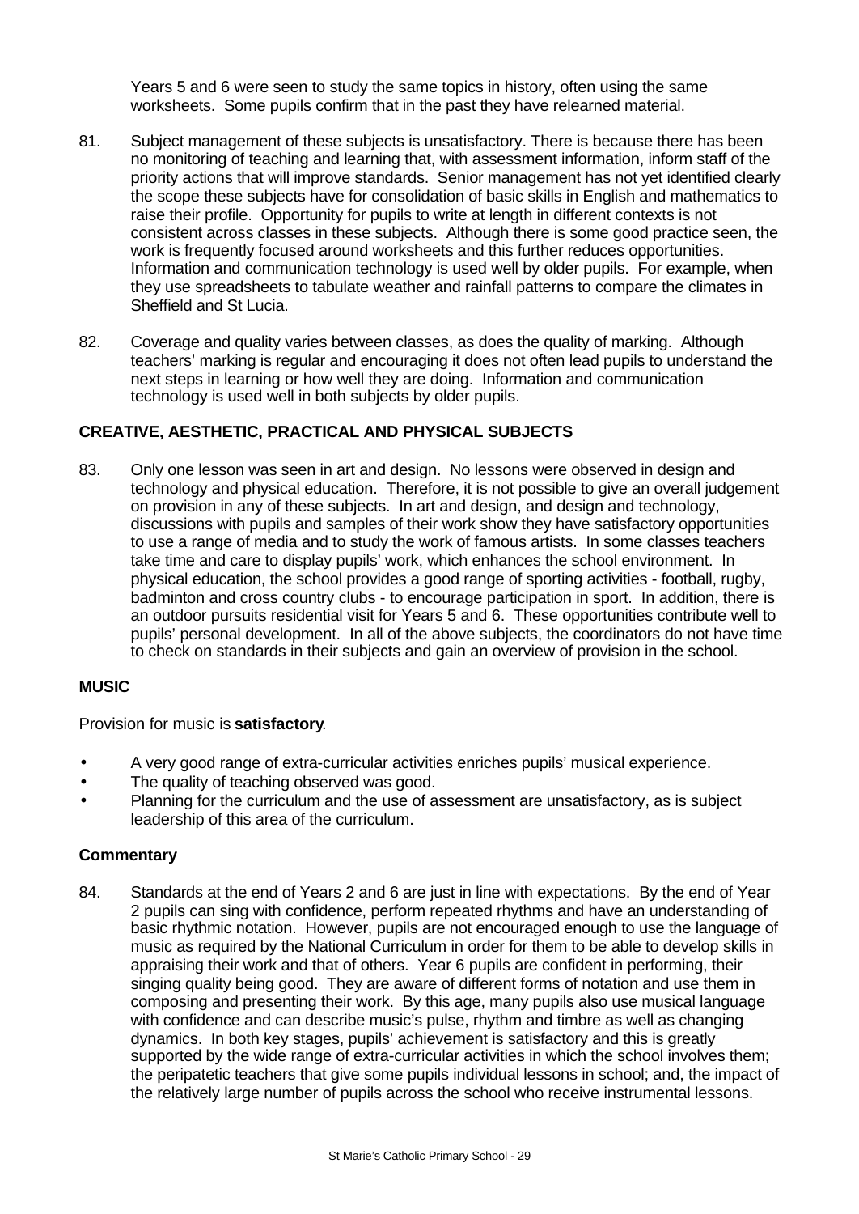Years 5 and 6 were seen to study the same topics in history, often using the same worksheets. Some pupils confirm that in the past they have relearned material.

81. Subject management of these subjects is unsatisfactory. There is because there has been no monitoring of teaching and learning that, with assessment information, inform staff of the priority actions that will improve standards. Senior management has not yet identified clearly the scope these subjects have for consolidation of basic skills in English and mathematics to raise their profile. Opportunity for pupils to write at length in different contexts is not consistent across classes in these subjects. Although there is some good practice seen, the work is frequently focused around worksheets and this further reduces opportunities. Information and communication technology is used well by older pupils. For example, when they use spreadsheets to tabulate weather and rainfall patterns to compare the climates in Sheffield and St Lucia.

82. Coverage and quality varies between classes, as does the quality of marking. Although teachers' marking is regular and encouraging it does not often lead pupils to understand the next steps in learning or how well they are doing. Information and communication technology is used well in both subjects by older pupils.

## CREATIVE, AESTHETIC, PRACTICAL AND PHYSICAL SUBJECTS

83. Only one lesson was seen in art and design. No lessons were observed in design and technology and physical education. Therefore, it is not possible to give an overall judgement on provision in any of these subjects. In art and design, and design and technology, discussions with pupils and samples of their work show they have satisfactory opportunities to use a range of media and to study the work of famous artists. In some classes teachers take time and care to display pupils' work, which enhances the school environment. In physical education, the school provides a good range of sporting activities - football, rugby, badminton and cross country clubs - to encourage participation in sport. In addition, there is an outdoor pursuits residential visit for Years 5 and 6. These opportunities contribute well to pupils' personal development. In all of the above subjects, the coordinators do not have time to check on standards in their subjects and gain an overview of provision in the school.

## MUSIC

Provision for music is **satisfactory**.

- A very good range of extra-curricular activities enriches pupils' musical experience.
- The quality of teaching observed was good.
- Planning for the curriculum and the use of assessment are unsatisfactory, as is subject leadership of this area of the curriculum.

### Commentary

84. Standards at the end of Years 2 and 6 are just in line with expectations. By the end of Year 2 pupils can sing with confidence, perform repeated rhythms and have an understanding of basic rhythmic notation. However, pupils are not encouraged enough to use the language of music as required by the National Curriculum in order for them to be able to develop skills in appraising their work and that of others. Year 6 pupils are confident in performing, their singing quality being good. They are aware of different forms of notation and use them in composing and presenting their work. By this age, many pupils also use musical language with confidence and can describe music's pulse, rhythm and timbre as well as changing dynamics. In both key stages, pupils' achievement is satisfactory and this is greatly supported by the wide range of extra-curricular activities in which the school involves them; the peripatetic teachers that give some pupils individual lessons in school; and, the impact of the relatively large number of pupils across the school who receive instrumental lessons.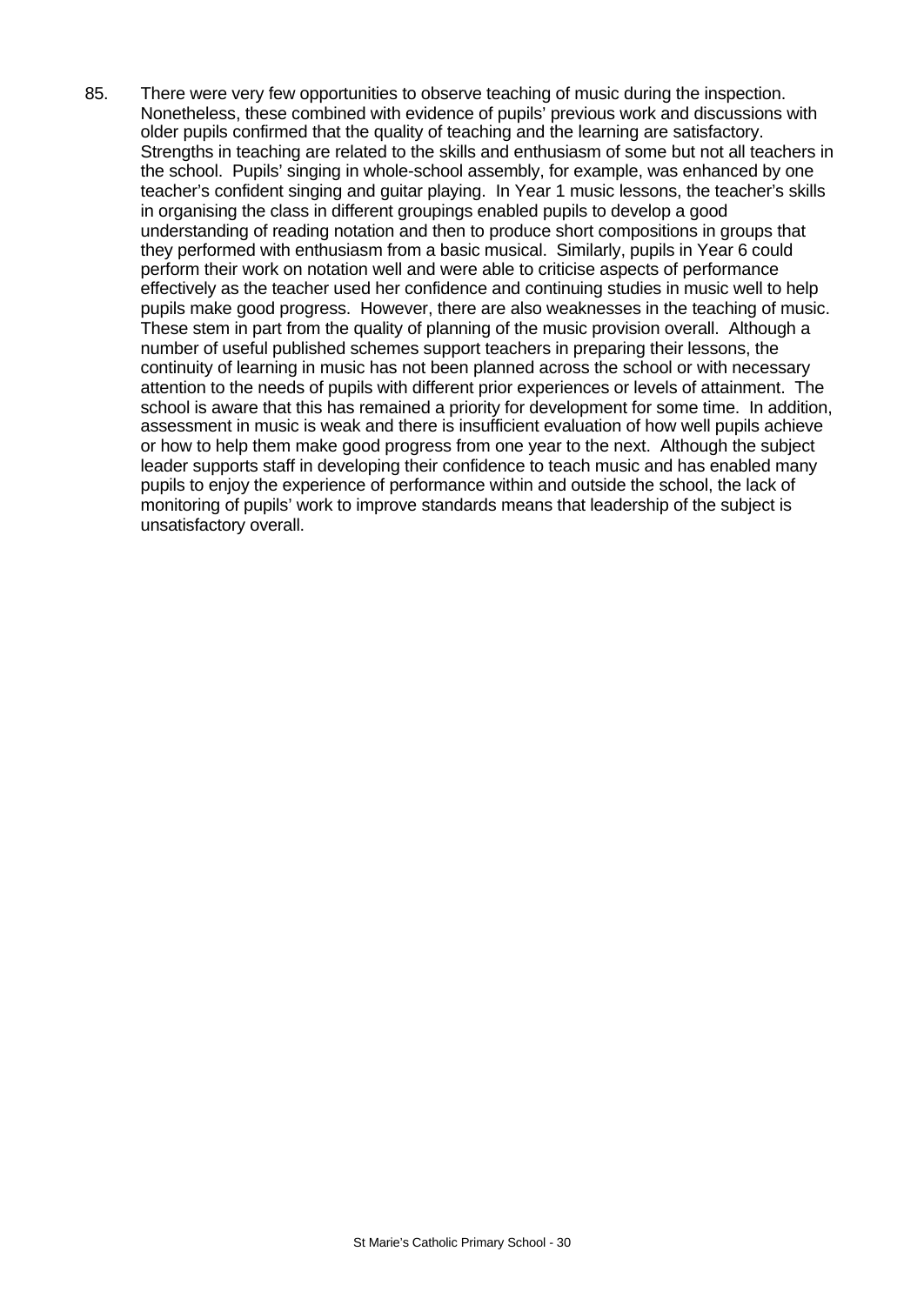85. There were very few opportunities to observe teaching of music during the inspection. Nonetheless, these combined with evidence of pupils' previous work and discussions with older pupils confirmed that the quality of teaching and the learning are satisfactory. Strengths in teaching are related to the skills and enthusiasm of some but not all teachers in the school. Pupils' singing in whole-school assembly, for example, was enhanced by one teacher's confident singing and guitar playing. In Year 1 music lessons, the teacher's skills in organising the class in different groupings enabled pupils to develop a good understanding of reading notation and then to produce short compositions in groups that they performed with enthusiasm from a basic musical. Similarly, pupils in Year 6 could perform their work on notation well and were able to criticise aspects of performance effectively as the teacher used her confidence and continuing studies in music well to help pupils make good progress. However, there are also weaknesses in the teaching of music. These stem in part from the quality of planning of the music provision overall. Although a number of useful published schemes support teachers in preparing their lessons, the continuity of learning in music has not been planned across the school or with necessary attention to the needs of pupils with different prior experiences or levels of attainment. The school is aware that this has remained a priority for development for some time. In addition, assessment in music is weak and there is insufficient evaluation of how well pupils achieve or how to help them make good progress from one year to the next. Although the subject leader supports staff in developing their confidence to teach music and has enabled many pupils to enjoy the experience of performance within and outside the school, the lack of monitoring of pupils' work to improve standards means that leadership of the subject is unsatisfactory overall.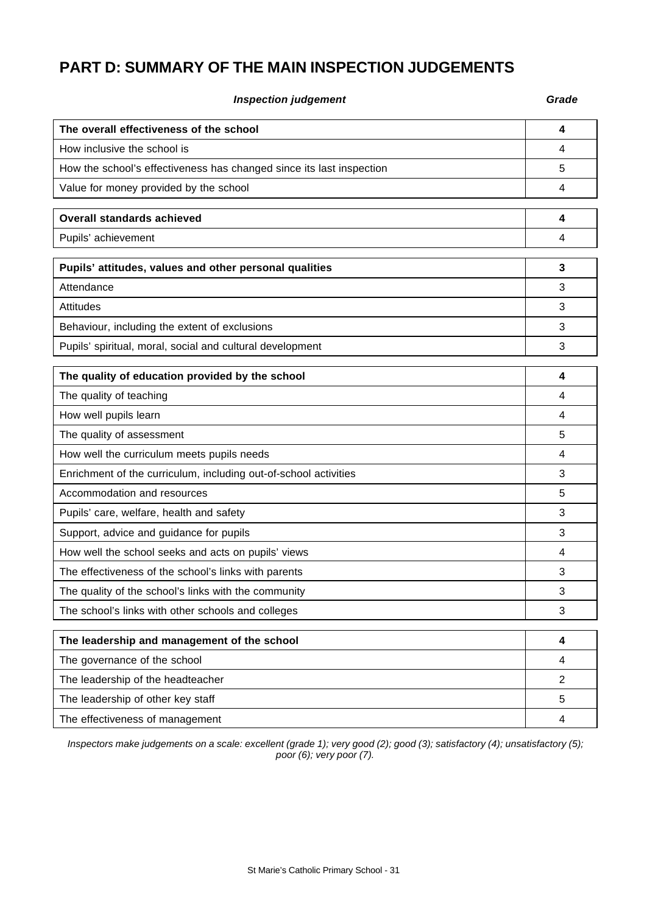# PART D: SUMMARY OF THE MAIN INSPECTION JUDGEMENTS

| *Inspection judgement* | *Grade* |
|---|---|
| **The overall effectiveness of the school** | **4** |
| How inclusive the school is | 4 |
| How the school's effectiveness has changed since its last inspection | 5 |
| Value for money provided by the school | 4 |
| **Overall standards achieved** | **4** |
| Pupils' achievement | 4 |
| **Pupils' attitudes, values and other personal qualities** | **3** |
| Attendance | 3 |
| Attitudes | 3 |
| Behaviour, including the extent of exclusions | 3 |
| Pupils' spiritual, moral, social and cultural development | 3 |
| **The quality of education provided by the school** | **4** |
| The quality of teaching | 4 |
| How well pupils learn | 4 |
| The quality of assessment | 5 |
| How well the curriculum meets pupils needs | 4 |
| Enrichment of the curriculum, including out-of-school activities | 3 |
| Accommodation and resources | 5 |
| Pupils' care, welfare, health and safety | 3 |
| Support, advice and guidance for pupils | 3 |
| How well the school seeks and acts on pupils' views | 4 |
| The effectiveness of the school's links with parents | 3 |
| The quality of the school's links with the community | 3 |
| The school's links with other schools and colleges | 3 |
| **The leadership and management of the school** | **4** |
| The governance of the school | 4 |
| The leadership of the headteacher | 2 |
| The leadership of other key staff | 5 |
| The effectiveness of management | 4 |

*Inspectors make judgements on a scale: excellent (grade 1); very good (2); good (3); satisfactory (4); unsatisfactory (5); poor (6); very poor (7).*